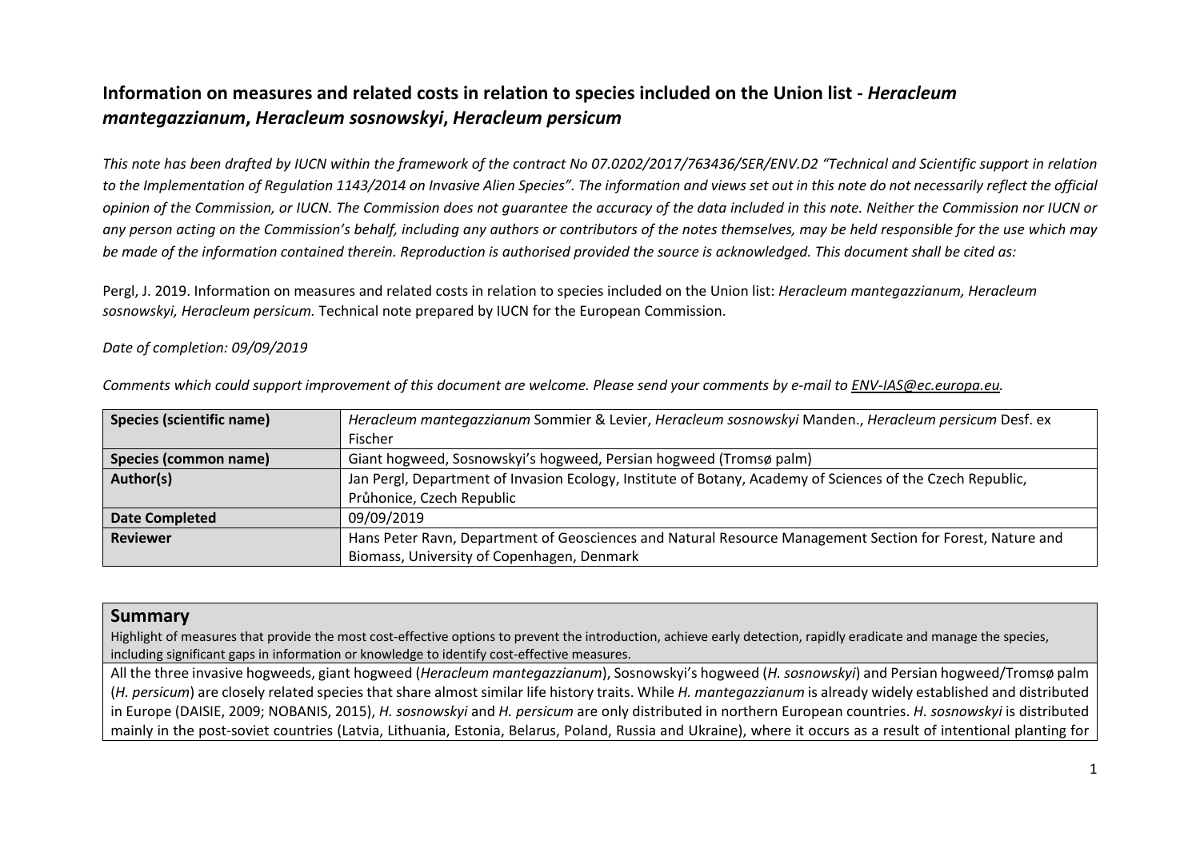# Information on measures and related costs in relation to species included on the Union list - *Heracleum mantegazzianum*, *Heracleum sosnowskyi*, *Heracleum persicum*

*This note has been drafted by IUCN within the framework of the contract No 07.0202/2017/763436/SER/ENV.D2 "Technical and Scientific support in relation to the Implementation of Regulation 1143/2014 on Invasive Alien Species". The information and views set out in this note do not necessarily reflect the official opinion of the Commission, or IUCN. The Commission does not guarantee the accuracy of the data included in this note. Neither the Commission nor IUCN or any person acting on the Commission's behalf, including any authors or contributors of the notes themselves, may be held responsible for the use which may be made of the information contained therein. Reproduction is authorised provided the source is acknowledged. This document shall be cited as:*

Pergl, J. 2019. Information on measures and related costs in relation to species included on the Union list: *Heracleum mantegazzianum, Heracleum sosnowskyi, Heracleum persicum.* Technical note prepared by IUCN for the European Commission.

*Date of completion: 09/09/2019*

*Comments which could support improvement of this document are welcome. Please send your comments by e-mail to ENV-IAS@ec.europa.eu.*

| **Species (scientific name)** | *Heracleum mantegazzianum* Sommier & Levier, *Heracleum sosnowskyi* Manden., *Heracleum persicum* Desf. ex Fischer |
|---|---|
| **Species (common name)** | Giant hogweed, Sosnowskyi's hogweed, Persian hogweed (Tromsø palm) |
| **Author(s)** | Jan Pergl, Department of Invasion Ecology, Institute of Botany, Academy of Sciences of the Czech Republic, Průhonice, Czech Republic |
| **Date Completed** | 09/09/2019 |
| **Reviewer** | Hans Peter Ravn, Department of Geosciences and Natural Resource Management Section for Forest, Nature and Biomass, University of Copenhagen, Denmark |

## Summary

Highlight of measures that provide the most cost-effective options to prevent the introduction, achieve early detection, rapidly eradicate and manage the species, including significant gaps in information or knowledge to identify cost-effective measures.

All the three invasive hogweeds, giant hogweed (*Heracleum mantegazzianum*), Sosnowskyi's hogweed (*H. sosnowskyi*) and Persian hogweed/Tromsø palm (*H. persicum*) are closely related species that share almost similar life history traits. While *H. mantegazzianum* is already widely established and distributed in Europe (DAISIE, 2009; NOBANIS, 2015), *H. sosnowskyi* and *H. persicum* are only distributed in northern European countries. *H. sosnowskyi* is distributed mainly in the post-soviet countries (Latvia, Lithuania, Estonia, Belarus, Poland, Russia and Ukraine), where it occurs as a result of intentional planting for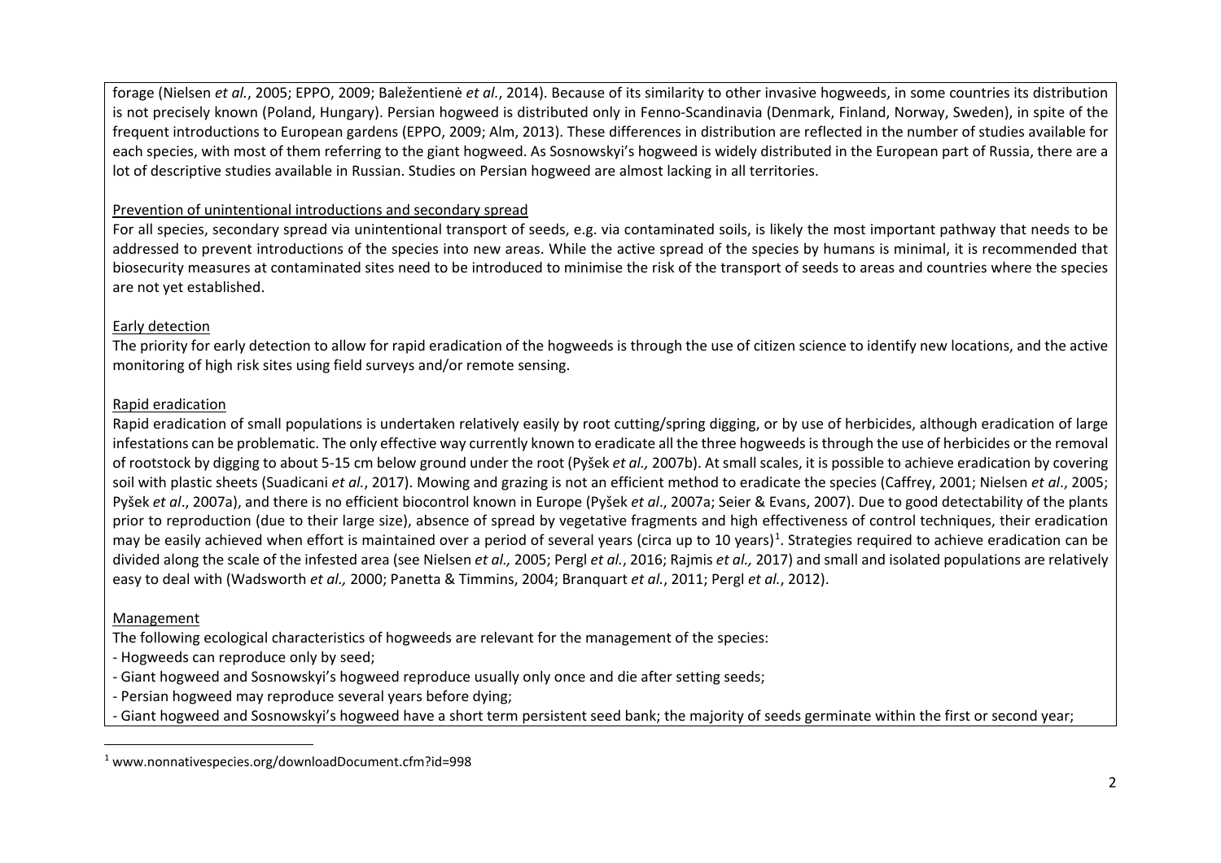forage (Nielsen *et al.*, 2005; EPPO, 2009; Baležentienė *et al.*, 2014). Because of its similarity to other invasive hogweeds, in some countries its distribution is not precisely known (Poland, Hungary). Persian hogweed is distributed only in Fenno-Scandinavia (Denmark, Finland, Norway, Sweden), in spite of the frequent introductions to European gardens (EPPO, 2009; Alm, 2013). These differences in distribution are reflected in the number of studies available for each species, with most of them referring to the giant hogweed. As Sosnowskyi's hogweed is widely distributed in the European part of Russia, there are a lot of descriptive studies available in Russian. Studies on Persian hogweed are almost lacking in all territories.

Prevention of unintentional introductions and secondary spread

For all species, secondary spread via unintentional transport of seeds, e.g. via contaminated soils, is likely the most important pathway that needs to be addressed to prevent introductions of the species into new areas. While the active spread of the species by humans is minimal, it is recommended that biosecurity measures at contaminated sites need to be introduced to minimise the risk of the transport of seeds to areas and countries where the species are not yet established.

Early detection

The priority for early detection to allow for rapid eradication of the hogweeds is through the use of citizen science to identify new locations, and the active monitoring of high risk sites using field surveys and/or remote sensing.

Rapid eradication

Rapid eradication of small populations is undertaken relatively easily by root cutting/spring digging, or by use of herbicides, although eradication of large infestations can be problematic. The only effective way currently known to eradicate all the three hogweeds is through the use of herbicides or the removal of rootstock by digging to about 5-15 cm below ground under the root (Pyšek *et al.,* 2007b). At small scales, it is possible to achieve eradication by covering soil with plastic sheets (Suadicani *et al.*, 2017). Mowing and grazing is not an efficient method to eradicate the species (Caffrey, 2001; Nielsen *et al*., 2005; Pyšek *et al*., 2007a), and there is no efficient biocontrol known in Europe (Pyšek *et al*., 2007a; Seier & Evans, 2007). Due to good detectability of the plants prior to reproduction (due to their large size), absence of spread by vegetative fragments and high effectiveness of control techniques, their eradication may be easily achieved when effort is maintained over a period of several years (circa up to 10 years)[1]. Strategies required to achieve eradication can be divided along the scale of the infested area (see Nielsen *et al.,* 2005; Pergl *et al.*, 2016; Rajmis *et al.,* 2017) and small and isolated populations are relatively easy to deal with (Wadsworth *et al.,* 2000; Panetta & Timmins, 2004; Branquart *et al.*, 2011; Pergl *et al.*, 2012).

Management

The following ecological characteristics of hogweeds are relevant for the management of the species:

- Hogweeds can reproduce only by seed;
- Giant hogweed and Sosnowskyi's hogweed reproduce usually only once and die after setting seeds;
- Persian hogweed may reproduce several years before dying;
- Giant hogweed and Sosnowskyi's hogweed have a short term persistent seed bank; the majority of seeds germinate within the first or second year;

[1] www.nonnativespecies.org/downloadDocument.cfm?id=998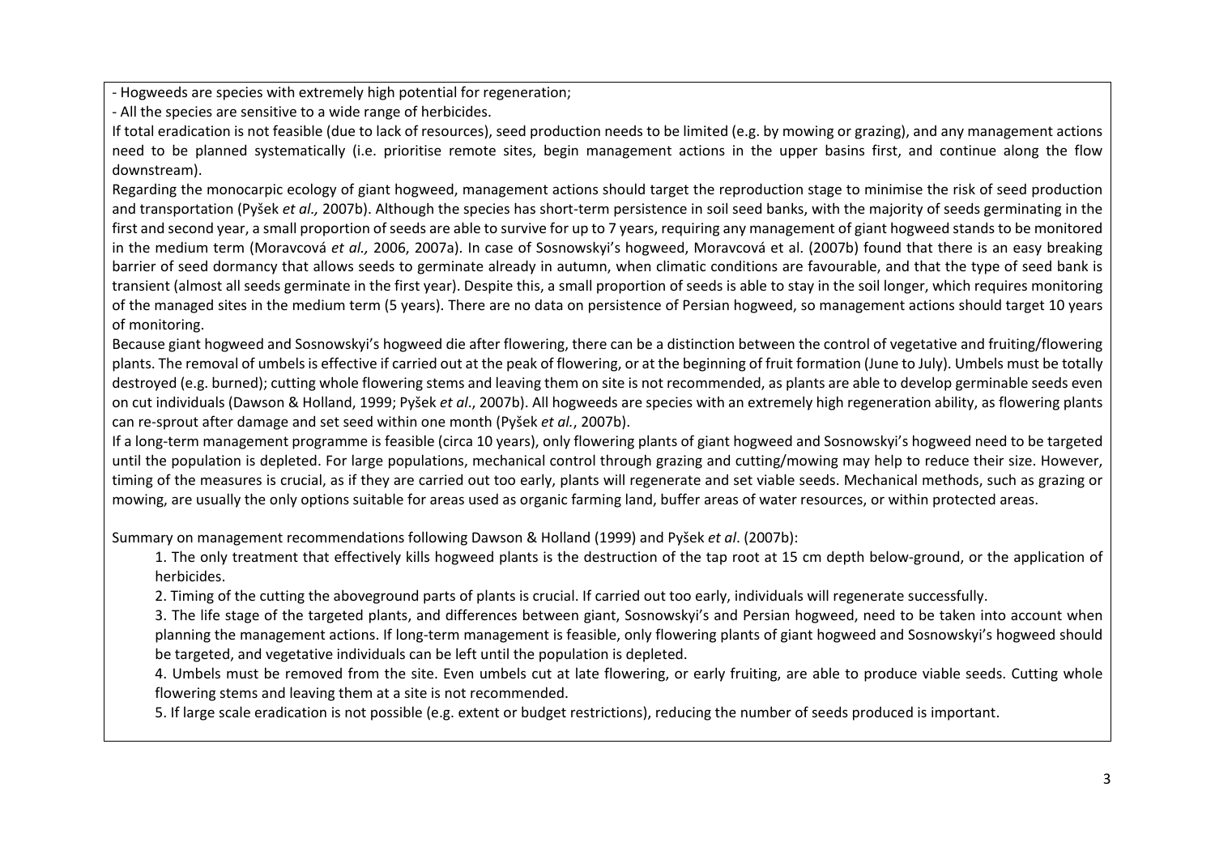- Hogweeds are species with extremely high potential for regeneration;
- All the species are sensitive to a wide range of herbicides.

If total eradication is not feasible (due to lack of resources), seed production needs to be limited (e.g. by mowing or grazing), and any management actions need to be planned systematically (i.e. prioritise remote sites, begin management actions in the upper basins first, and continue along the flow downstream).

Regarding the monocarpic ecology of giant hogweed, management actions should target the reproduction stage to minimise the risk of seed production and transportation (Pyšek *et al.,* 2007b). Although the species has short-term persistence in soil seed banks, with the majority of seeds germinating in the first and second year, a small proportion of seeds are able to survive for up to 7 years, requiring any management of giant hogweed stands to be monitored in the medium term (Moravcová *et al.,* 2006, 2007a). In case of Sosnowskyi's hogweed, Moravcová et al. (2007b) found that there is an easy breaking barrier of seed dormancy that allows seeds to germinate already in autumn, when climatic conditions are favourable, and that the type of seed bank is transient (almost all seeds germinate in the first year). Despite this, a small proportion of seeds is able to stay in the soil longer, which requires monitoring of the managed sites in the medium term (5 years). There are no data on persistence of Persian hogweed, so management actions should target 10 years of monitoring.

Because giant hogweed and Sosnowskyi's hogweed die after flowering, there can be a distinction between the control of vegetative and fruiting/flowering plants. The removal of umbels is effective if carried out at the peak of flowering, or at the beginning of fruit formation (June to July). Umbels must be totally destroyed (e.g. burned); cutting whole flowering stems and leaving them on site is not recommended, as plants are able to develop germinable seeds even on cut individuals (Dawson & Holland, 1999; Pyšek *et al*., 2007b). All hogweeds are species with an extremely high regeneration ability, as flowering plants can re-sprout after damage and set seed within one month (Pyšek *et al.*, 2007b).

If a long-term management programme is feasible (circa 10 years), only flowering plants of giant hogweed and Sosnowskyi's hogweed need to be targeted until the population is depleted. For large populations, mechanical control through grazing and cutting/mowing may help to reduce their size. However, timing of the measures is crucial, as if they are carried out too early, plants will regenerate and set viable seeds. Mechanical methods, such as grazing or mowing, are usually the only options suitable for areas used as organic farming land, buffer areas of water resources, or within protected areas.

Summary on management recommendations following Dawson & Holland (1999) and Pyšek *et al*. (2007b):

1. The only treatment that effectively kills hogweed plants is the destruction of the tap root at 15 cm depth below-ground, or the application of herbicides.
2. Timing of the cutting the aboveground parts of plants is crucial. If carried out too early, individuals will regenerate successfully.
3. The life stage of the targeted plants, and differences between giant, Sosnowskyi's and Persian hogweed, need to be taken into account when planning the management actions. If long-term management is feasible, only flowering plants of giant hogweed and Sosnowskyi's hogweed should be targeted, and vegetative individuals can be left until the population is depleted.
4. Umbels must be removed from the site. Even umbels cut at late flowering, or early fruiting, are able to produce viable seeds. Cutting whole flowering stems and leaving them at a site is not recommended.
5. If large scale eradication is not possible (e.g. extent or budget restrictions), reducing the number of seeds produced is important.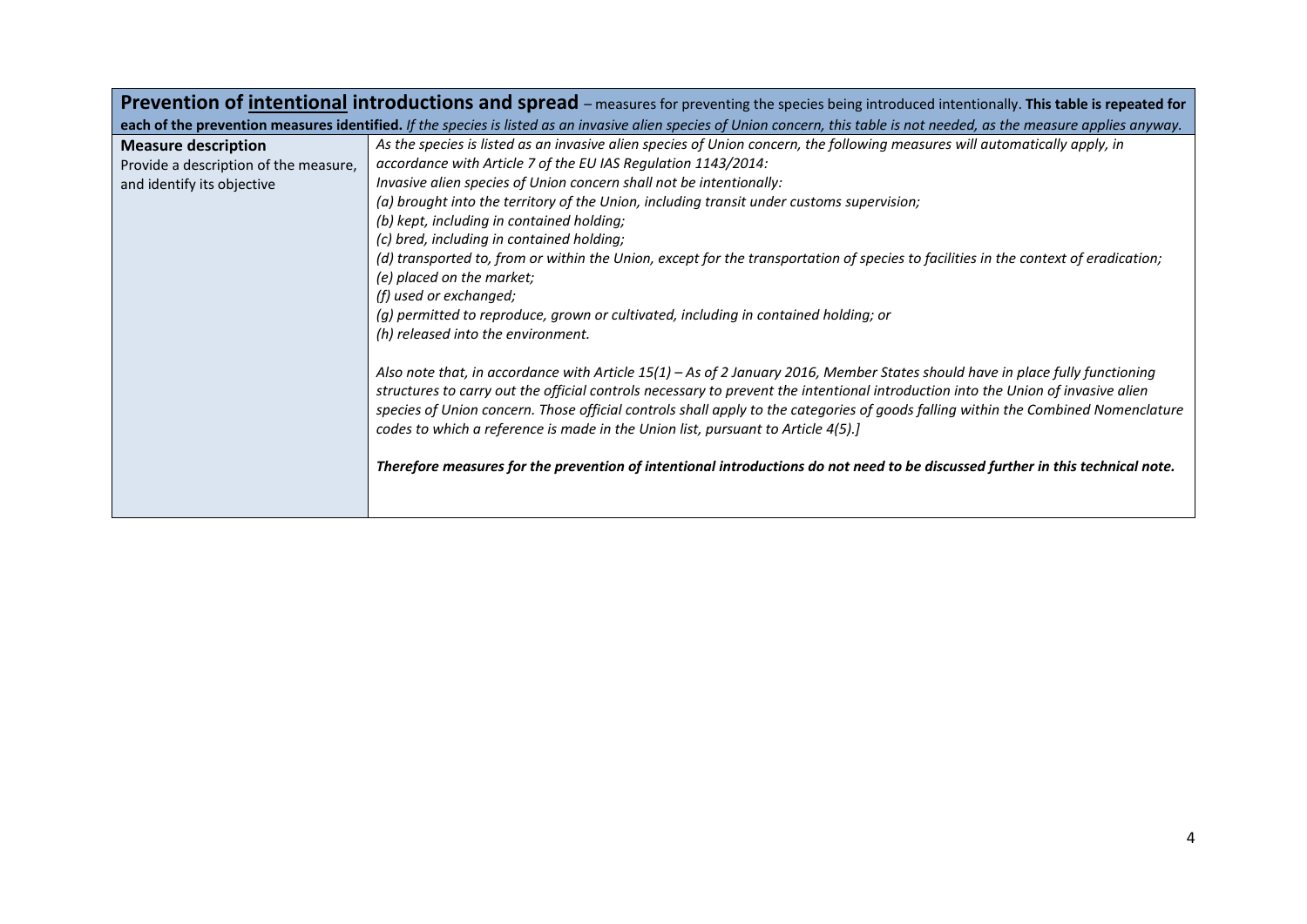| **Prevention of <u>intentional</u> introductions and spread** – measures for preventing the species being introduced intentionally. **This table is repeated for each of the prevention measures identified.** *If the species is listed as an invasive alien species of Union concern, this table is not needed, as the measure applies anyway.* | |
|---|---|
| **Measure description**<br>Provide a description of the measure, and identify its objective | *As the species is listed as an invasive alien species of Union concern, the following measures will automatically apply, in accordance with Article 7 of the EU IAS Regulation 1143/2014:*<br>*Invasive alien species of Union concern shall not be intentionally:*<br>*(a) brought into the territory of the Union, including transit under customs supervision;*<br>*(b) kept, including in contained holding;*<br>*(c) bred, including in contained holding;*<br>*(d) transported to, from or within the Union, except for the transportation of species to facilities in the context of eradication;*<br>*(e) placed on the market;*<br>*(f) used or exchanged;*<br>*(g) permitted to reproduce, grown or cultivated, including in contained holding; or*<br>*(h) released into the environment.*<br><br>*Also note that, in accordance with Article 15(1) – As of 2 January 2016, Member States should have in place fully functioning structures to carry out the official controls necessary to prevent the intentional introduction into the Union of invasive alien species of Union concern. Those official controls shall apply to the categories of goods falling within the Combined Nomenclature codes to which a reference is made in the Union list, pursuant to Article 4(5).]*<br><br>***Therefore measures for the prevention of intentional introductions do not need to be discussed further in this technical note.*** |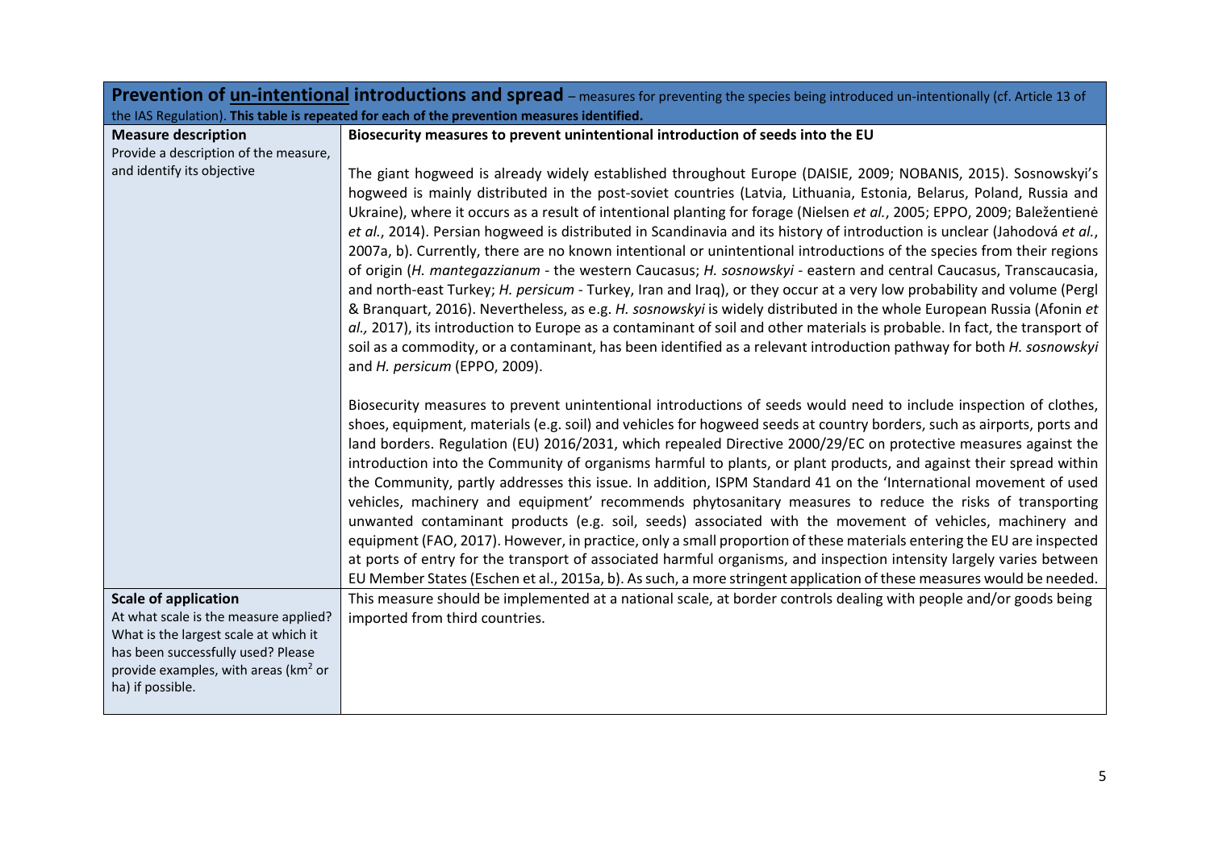| **Prevention of un-intentional introductions and spread** – measures for preventing the species being introduced un-intentionally (cf. Article 13 of the IAS Regulation). **This table is repeated for each of the prevention measures identified.** | |
|---|---|
| **Measure description**<br>Provide a description of the measure, and identify its objective | **Biosecurity measures to prevent unintentional introduction of seeds into the EU**<br><br>The giant hogweed is already widely established throughout Europe (DAISIE, 2009; NOBANIS, 2015). Sosnowskyi's hogweed is mainly distributed in the post-soviet countries (Latvia, Lithuania, Estonia, Belarus, Poland, Russia and Ukraine), where it occurs as a result of intentional planting for forage (Nielsen *et al.*, 2005; EPPO, 2009; Baležentienė *et al.*, 2014). Persian hogweed is distributed in Scandinavia and its history of introduction is unclear (Jahodová *et al.*, 2007a, b). Currently, there are no known intentional or unintentional introductions of the species from their regions of origin (*H. mantegazzianum* - the western Caucasus; *H. sosnowskyi* - eastern and central Caucasus, Transcaucasia, and north-east Turkey; *H. persicum* - Turkey, Iran and Iraq), or they occur at a very low probability and volume (Pergl & Branquart, 2016). Nevertheless, as e.g. *H. sosnowskyi* is widely distributed in the whole European Russia (Afonin *et al.,* 2017), its introduction to Europe as a contaminant of soil and other materials is probable. In fact, the transport of soil as a commodity, or a contaminant, has been identified as a relevant introduction pathway for both *H. sosnowskyi* and *H. persicum* (EPPO, 2009).<br><br>Biosecurity measures to prevent unintentional introductions of seeds would need to include inspection of clothes, shoes, equipment, materials (e.g. soil) and vehicles for hogweed seeds at country borders, such as airports, ports and land borders. Regulation (EU) 2016/2031, which repealed Directive 2000/29/EC on protective measures against the introduction into the Community of organisms harmful to plants, or plant products, and against their spread within the Community, partly addresses this issue. In addition, ISPM Standard 41 on the 'International movement of used vehicles, machinery and equipment' recommends phytosanitary measures to reduce the risks of transporting unwanted contaminant products (e.g. soil, seeds) associated with the movement of vehicles, machinery and equipment (FAO, 2017). However, in practice, only a small proportion of these materials entering the EU are inspected at ports of entry for the transport of associated harmful organisms, and inspection intensity largely varies between EU Member States (Eschen et al., 2015a, b). As such, a more stringent application of these measures would be needed. |
| **Scale of application**<br>At what scale is the measure applied? What is the largest scale at which it has been successfully used? Please provide examples, with areas ($km^2$ or ha) if possible. | This measure should be implemented at a national scale, at border controls dealing with people and/or goods being imported from third countries. |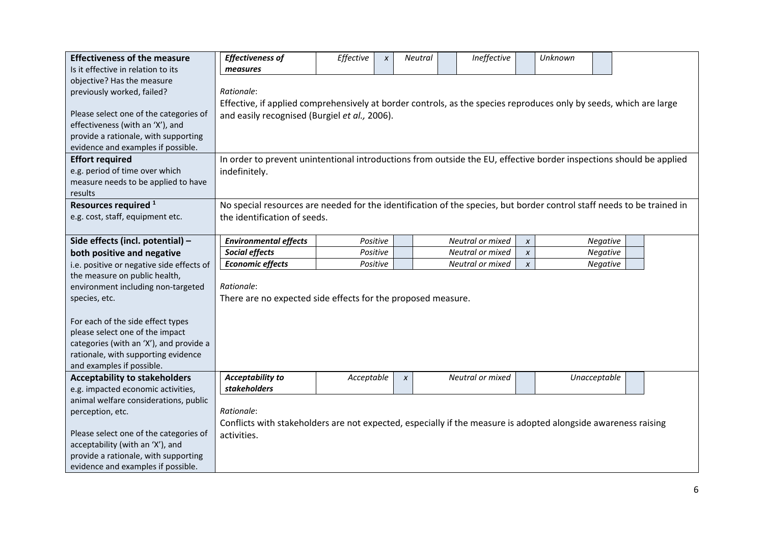| | |
|---|---|
| **Effectiveness of the measure**<br>Is it effective in relation to its objective? Has the measure previously worked, failed?<br><br>Please select one of the categories of effectiveness (with an 'X'), and provide a rationale, with supporting evidence and examples if possible. | ***Effectiveness of measures*** — *Effective*: x; *Neutral*: ; *Ineffective*: ; *Unknown*: <br><br>*Rationale*:<br>Effective, if applied comprehensively at border controls, as the species reproduces only by seeds, which are large and easily recognised (Burgiel *et al.,* 2006). |
| **Effort required**<br>e.g. period of time over which measure needs to be applied to have results | In order to prevent unintentional introductions from outside the EU, effective border inspections should be applied indefinitely. |
| **Resources required** [1]<br>e.g. cost, staff, equipment etc. | No special resources are needed for the identification of the species, but border control staff needs to be trained in the identification of seeds. |
| **Side effects (incl. potential) – both positive and negative**<br>i.e. positive or negative side effects of the measure on public health, environment including non-targeted species, etc.<br><br>For each of the side effect types please select one of the impact categories (with an 'X'), and provide a rationale, with supporting evidence and examples if possible. | ***Environmental effects*** — *Positive*: ; *Neutral or mixed*: x; *Negative*: <br>***Social effects*** — *Positive*: ; *Neutral or mixed*: x; *Negative*: <br>***Economic effects*** — *Positive*: ; *Neutral or mixed*: x; *Negative*: <br><br>*Rationale*:<br>There are no expected side effects for the proposed measure. |
| **Acceptability to stakeholders**<br>e.g. impacted economic activities, animal welfare considerations, public perception, etc.<br><br>Please select one of the categories of acceptability (with an 'X'), and provide a rationale, with supporting evidence and examples if possible. | ***Acceptability to stakeholders*** — *Acceptable*: x; *Neutral or mixed*: ; *Unacceptable*: <br><br>*Rationale*:<br>Conflicts with stakeholders are not expected, especially if the measure is adopted alongside awareness raising activities. |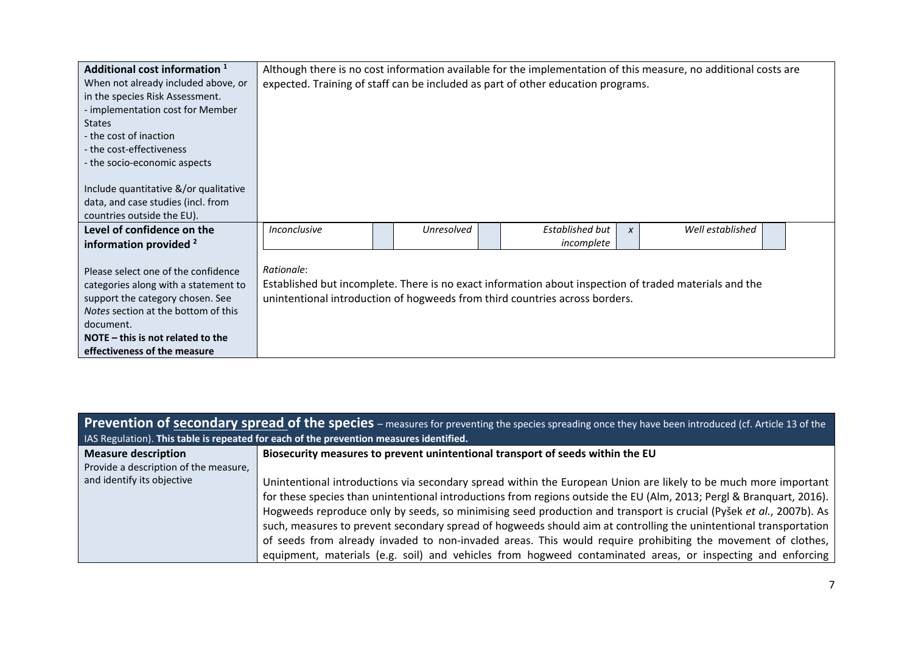| | |
|---|---|
| **Additional cost information** [1]<br>When not already included above, or in the species Risk Assessment.<br>- implementation cost for Member States<br>- the cost of inaction<br>- the cost-effectiveness<br>- the socio-economic aspects<br><br>Include quantitative &/or qualitative data, and case studies (incl. from countries outside the EU). | Although there is no cost information available for the implementation of this measure, no additional costs are expected. Training of staff can be included as part of other education programs. |
| **Level of confidence on the information provided** [2]<br><br>Please select one of the confidence categories along with a statement to support the category chosen. See *Notes* section at the bottom of this document.<br>**NOTE – this is not related to the effectiveness of the measure** | *Inconclusive* [ ] *Unresolved* [ ] *Established but incomplete* [x] *Well established* [ ]<br><br>*Rationale*:<br>Established but incomplete. There is no exact information about inspection of traded materials and the unintentional introduction of hogweeds from third countries across borders. |

| **Prevention of secondary spread of the species** – measures for preventing the species spreading once they have been introduced (cf. Article 13 of the IAS Regulation). **This table is repeated for each of the prevention measures identified.** | |
|---|---|
| **Measure description**<br>Provide a description of the measure, and identify its objective | **Biosecurity measures to prevent unintentional transport of seeds within the EU**<br><br>Unintentional introductions via secondary spread within the European Union are likely to be much more important for these species than unintentional introductions from regions outside the EU (Alm, 2013; Pergl & Branquart, 2016). Hogweeds reproduce only by seeds, so minimising seed production and transport is crucial (Pyšek *et al.*, 2007b). As such, measures to prevent secondary spread of hogweeds should aim at controlling the unintentional transportation of seeds from already invaded to non-invaded areas. This would require prohibiting the movement of clothes, equipment, materials (e.g. soil) and vehicles from hogweed contaminated areas, or inspecting and enforcing |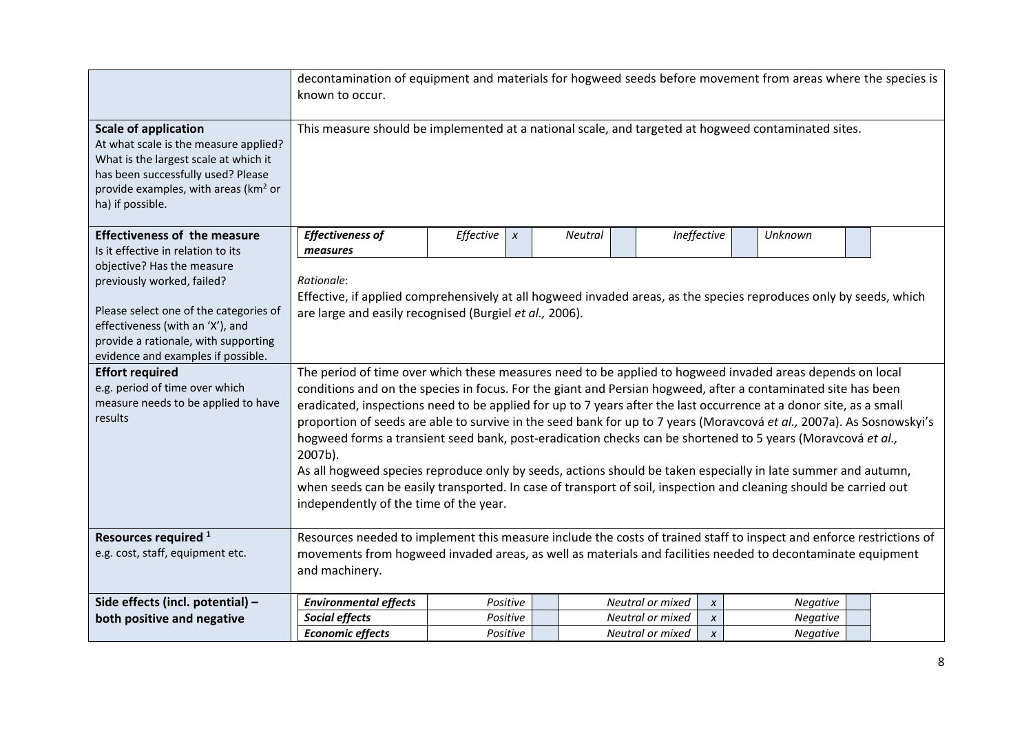| | |
|---|---|
| | decontamination of equipment and materials for hogweed seeds before movement from areas where the species is known to occur. |
| **Scale of application**<br>At what scale is the measure applied? What is the largest scale at which it has been successfully used? Please provide examples, with areas ($km^2$ or ha) if possible. | This measure should be implemented at a national scale, and targeted at hogweed contaminated sites. |
| **Effectiveness of the measure**<br>Is it effective in relation to its objective? Has the measure previously worked, failed?<br><br>Please select one of the categories of effectiveness (with an 'X'), and provide a rationale, with supporting evidence and examples if possible. | ***Effectiveness of measures*** — *Effective*: x; *Neutral*: ; *Ineffective*: ; *Unknown*: <br><br>*Rationale*:<br>Effective, if applied comprehensively at all hogweed invaded areas, as the species reproduces only by seeds, which are large and easily recognised (Burgiel *et al.,* 2006). |
| **Effort required**<br>e.g. period of time over which measure needs to be applied to have results | The period of time over which these measures need to be applied to hogweed invaded areas depends on local conditions and on the species in focus. For the giant and Persian hogweed, after a contaminated site has been eradicated, inspections need to be applied for up to 7 years after the last occurrence at a donor site, as a small proportion of seeds are able to survive in the seed bank for up to 7 years (Moravcová *et al.,* 2007a). As Sosnowskyi's hogweed forms a transient seed bank, post-eradication checks can be shortened to 5 years (Moravcová *et al.,* 2007b).<br>As all hogweed species reproduce only by seeds, actions should be taken especially in late summer and autumn, when seeds can be easily transported. In case of transport of soil, inspection and cleaning should be carried out independently of the time of the year. |
| **Resources required** [1]<br>e.g. cost, staff, equipment etc. | Resources needed to implement this measure include the costs of trained staff to inspect and enforce restrictions of movements from hogweed invaded areas, as well as materials and facilities needed to decontaminate equipment and machinery. |
| **Side effects (incl. potential) – both positive and negative** | ***Environmental effects*** — *Positive*: ; *Neutral or mixed*: x; *Negative*: <br>***Social effects*** — *Positive*: ; *Neutral or mixed*: x; *Negative*: <br>***Economic effects*** — *Positive*: ; *Neutral or mixed*: x; *Negative*: |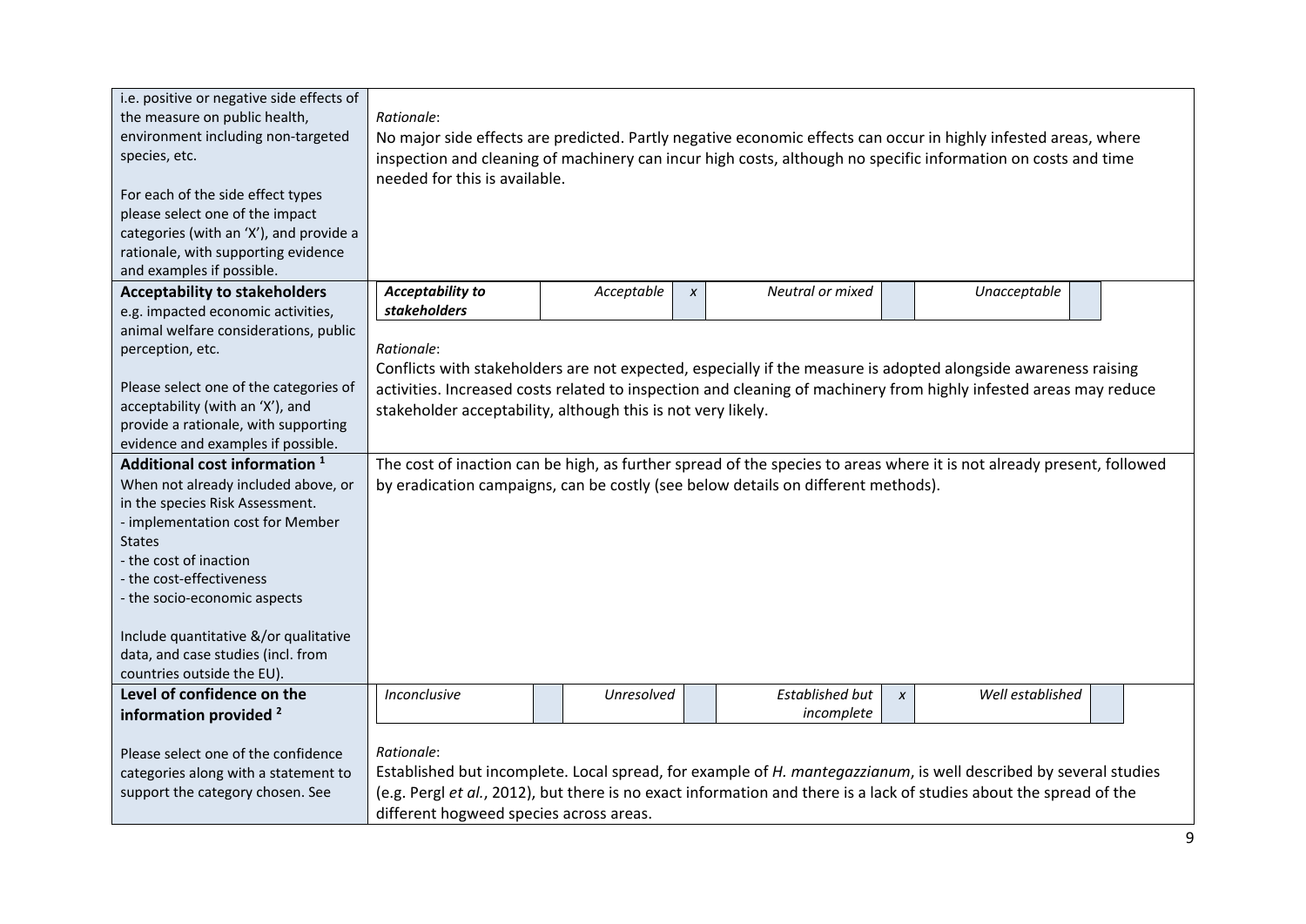| | |
|---|---|
| i.e. positive or negative side effects of the measure on public health, environment including non-targeted species, etc.<br><br>For each of the side effect types please select one of the impact categories (with an 'X'), and provide a rationale, with supporting evidence and examples if possible. | *Rationale*:<br>No major side effects are predicted. Partly negative economic effects can occur in highly infested areas, where inspection and cleaning of machinery can incur high costs, although no specific information on costs and time needed for this is available. |
| **Acceptability to stakeholders**<br>e.g. impacted economic activities, animal welfare considerations, public perception, etc.<br><br>Please select one of the categories of acceptability (with an 'X'), and provide a rationale, with supporting evidence and examples if possible. | ***Acceptability to stakeholders*** — *Acceptable*: x; *Neutral or mixed*: ; *Unacceptable*: <br><br>*Rationale*:<br>Conflicts with stakeholders are not expected, especially if the measure is adopted alongside awareness raising activities. Increased costs related to inspection and cleaning of machinery from highly infested areas may reduce stakeholder acceptability, although this is not very likely. |
| **Additional cost information** [1]<br>When not already included above, or in the species Risk Assessment.<br>- implementation cost for Member States<br>- the cost of inaction<br>- the cost-effectiveness<br>- the socio-economic aspects<br><br>Include quantitative &/or qualitative data, and case studies (incl. from countries outside the EU). | The cost of inaction can be high, as further spread of the species to areas where it is not already present, followed by eradication campaigns, can be costly (see below details on different methods). |
| **Level of confidence on the information provided** [2]<br><br>Please select one of the confidence categories along with a statement to support the category chosen. See | *Inconclusive*: ; *Unresolved*: ; *Established but incomplete*: x; *Well established*: <br><br>*Rationale*:<br>Established but incomplete. Local spread, for example of *H. mantegazzianum*, is well described by several studies (e.g. Pergl *et al.*, 2012), but there is no exact information and there is a lack of studies about the spread of the different hogweed species across areas. |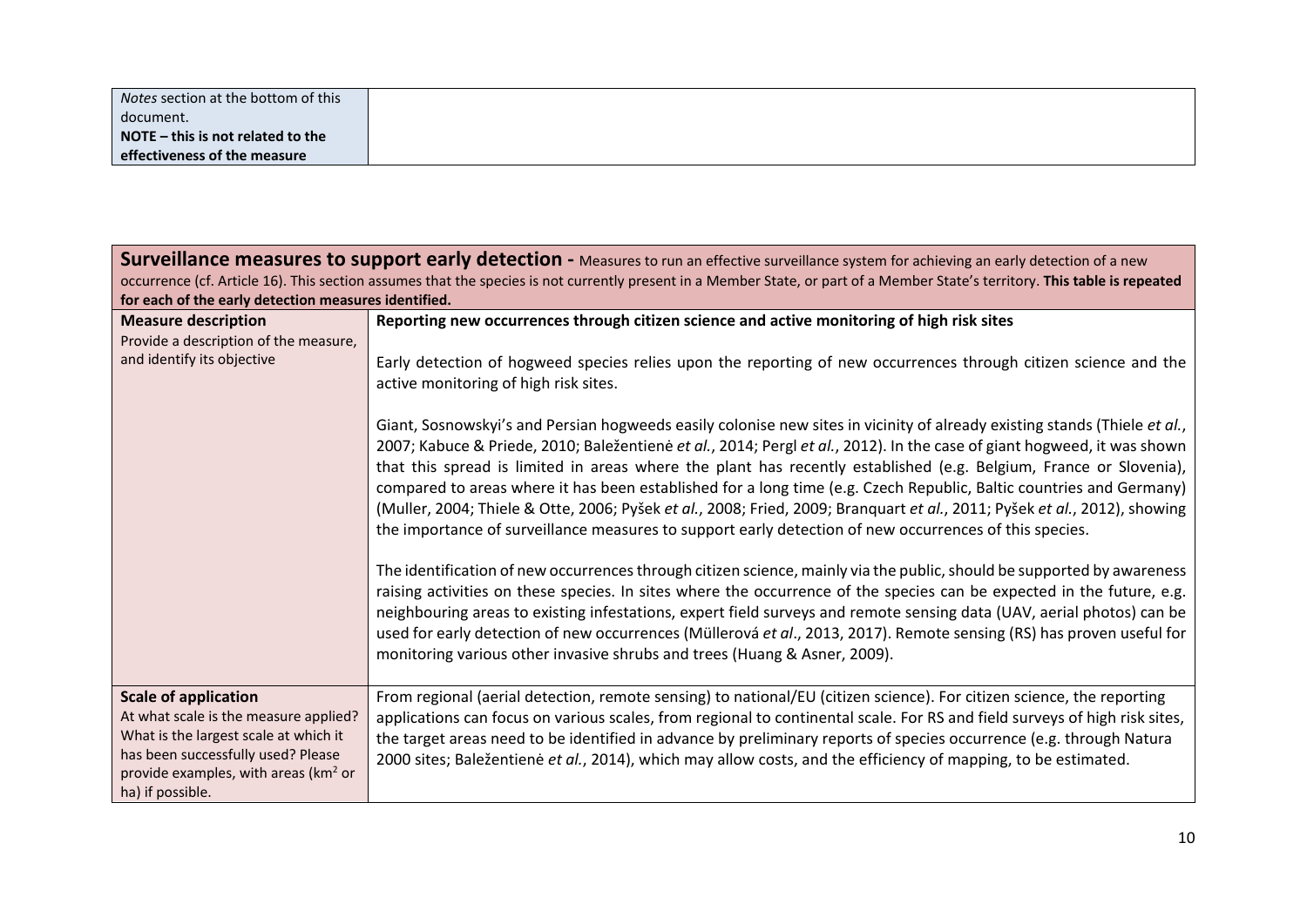| *Notes* section at the bottom of this document. **NOTE – this is not related to the effectiveness of the measure** | |
|---|---|

| **Surveillance measures to support early detection -** Measures to run an effective surveillance system for achieving an early detection of a new occurrence (cf. Article 16). This section assumes that the species is not currently present in a Member State, or part of a Member State's territory. **This table is repeated for each of the early detection measures identified.** | |
|---|---|
| **Measure description** Provide a description of the measure, and identify its objective | **Reporting new occurrences through citizen science and active monitoring of high risk sites** <br><br> Early detection of hogweed species relies upon the reporting of new occurrences through citizen science and the active monitoring of high risk sites. <br><br> Giant, Sosnowskyi's and Persian hogweeds easily colonise new sites in vicinity of already existing stands (Thiele *et al.*, 2007; Kabuce & Priede, 2010; Baležentienė *et al.*, 2014; Pergl *et al.*, 2012). In the case of giant hogweed, it was shown that this spread is limited in areas where the plant has recently established (e.g. Belgium, France or Slovenia), compared to areas where it has been established for a long time (e.g. Czech Republic, Baltic countries and Germany) (Muller, 2004; Thiele & Otte, 2006; Pyšek *et al.*, 2008; Fried, 2009; Branquart *et al.*, 2011; Pyšek *et al.*, 2012), showing the importance of surveillance measures to support early detection of new occurrences of this species. <br><br> The identification of new occurrences through citizen science, mainly via the public, should be supported by awareness raising activities on these species. In sites where the occurrence of the species can be expected in the future, e.g. neighbouring areas to existing infestations, expert field surveys and remote sensing data (UAV, aerial photos) can be used for early detection of new occurrences (Müllerová *et al*., 2013, 2017). Remote sensing (RS) has proven useful for monitoring various other invasive shrubs and trees (Huang & Asner, 2009). |
| **Scale of application** At what scale is the measure applied? What is the largest scale at which it has been successfully used? Please provide examples, with areas (km$^2$ or ha) if possible. | From regional (aerial detection, remote sensing) to national/EU (citizen science). For citizen science, the reporting applications can focus on various scales, from regional to continental scale. For RS and field surveys of high risk sites, the target areas need to be identified in advance by preliminary reports of species occurrence (e.g. through Natura 2000 sites; Baležentienė *et al.*, 2014), which may allow costs, and the efficiency of mapping, to be estimated. |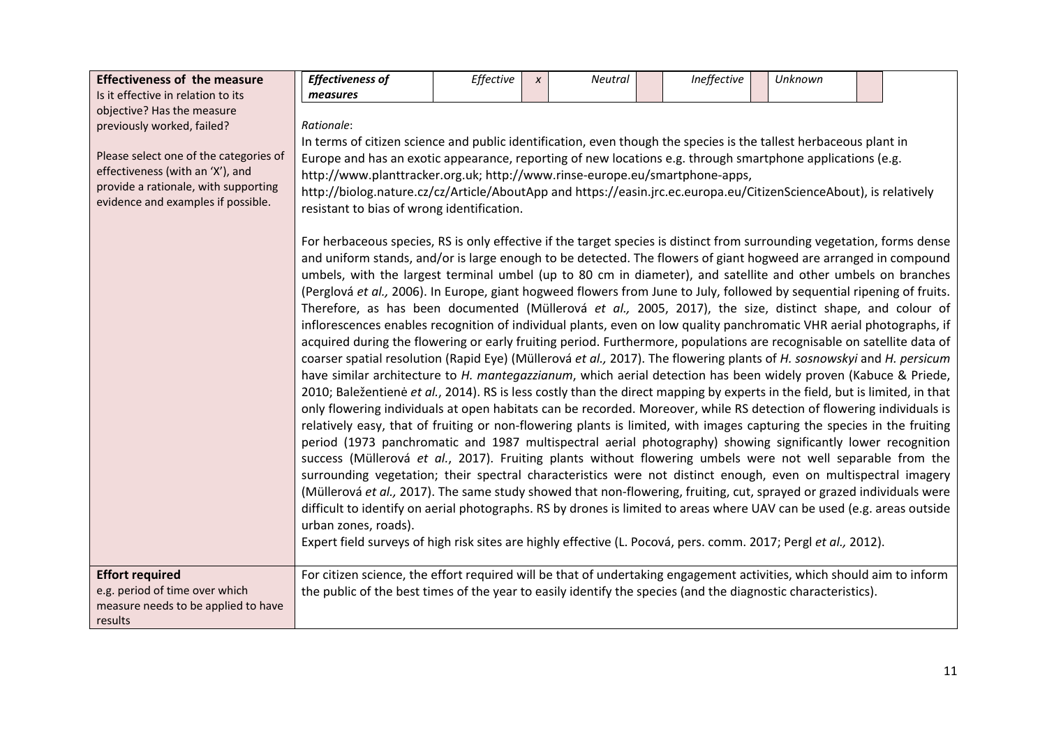| **Effectiveness of the measure** Is it effective in relation to its objective? Has the measure previously worked, failed? Please select one of the categories of effectiveness (with an 'X'), and provide a rationale, with supporting evidence and examples if possible. | ***Effectiveness of measures*** \| *Effective* \| *x* \| *Neutral* \| \| *Ineffective* \| \| *Unknown* \| <br><br> *Rationale*: <br> In terms of citizen science and public identification, even though the species is the tallest herbaceous plant in Europe and has an exotic appearance, reporting of new locations e.g. through smartphone applications (e.g. http://www.planttracker.org.uk; http://www.rinse-europe.eu/smartphone-apps, http://biolog.nature.cz/cz/Article/AboutApp and https://easin.jrc.ec.europa.eu/CitizenScienceAbout), is relatively resistant to bias of wrong identification. <br><br> For herbaceous species, RS is only effective if the target species is distinct from surrounding vegetation, forms dense and uniform stands, and/or is large enough to be detected. The flowers of giant hogweed are arranged in compound umbels, with the largest terminal umbel (up to 80 cm in diameter), and satellite and other umbels on branches (Perglová *et al.,* 2006). In Europe, giant hogweed flowers from June to July, followed by sequential ripening of fruits. Therefore, as has been documented (Müllerová *et al.,* 2005, 2017), the size, distinct shape, and colour of inflorescences enables recognition of individual plants, even on low quality panchromatic VHR aerial photographs, if acquired during the flowering or early fruiting period. Furthermore, populations are recognisable on satellite data of coarser spatial resolution (Rapid Eye) (Müllerová *et al.,* 2017). The flowering plants of *H. sosnowskyi* and *H. persicum* have similar architecture to *H. mantegazzianum*, which aerial detection has been widely proven (Kabuce & Priede, 2010; Baležentienė *et al.*, 2014). RS is less costly than the direct mapping by experts in the field, but is limited, in that only flowering individuals at open habitats can be recorded. Moreover, while RS detection of flowering individuals is relatively easy, that of fruiting or non-flowering plants is limited, with images capturing the species in the fruiting period (1973 panchromatic and 1987 multispectral aerial photography) showing significantly lower recognition success (Müllerová *et al.*, 2017). Fruiting plants without flowering umbels were not well separable from the surrounding vegetation; their spectral characteristics were not distinct enough, even on multispectral imagery (Müllerová *et al.,* 2017). The same study showed that non-flowering, fruiting, cut, sprayed or grazed individuals were difficult to identify on aerial photographs. RS by drones is limited to areas where UAV can be used (e.g. areas outside urban zones, roads). <br> Expert field surveys of high risk sites are highly effective (L. Pocová, pers. comm. 2017; Pergl *et al.,* 2012). |
|---|---|
| **Effort required** e.g. period of time over which measure needs to be applied to have results | For citizen science, the effort required will be that of undertaking engagement activities, which should aim to inform the public of the best times of the year to easily identify the species (and the diagnostic characteristics). |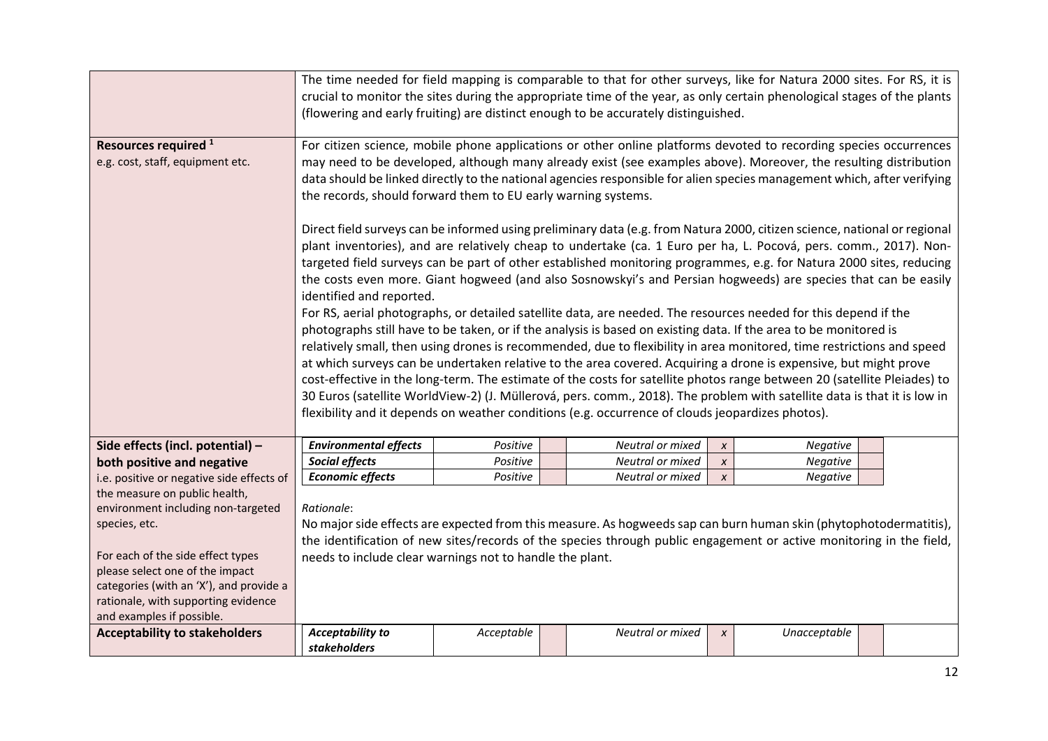| | |
|---|---|
| | The time needed for field mapping is comparable to that for other surveys, like for Natura 2000 sites. For RS, it is crucial to monitor the sites during the appropriate time of the year, as only certain phenological stages of the plants (flowering and early fruiting) are distinct enough to be accurately distinguished. |
| **Resources required** [1]<br>e.g. cost, staff, equipment etc. | For citizen science, mobile phone applications or other online platforms devoted to recording species occurrences may need to be developed, although many already exist (see examples above). Moreover, the resulting distribution data should be linked directly to the national agencies responsible for alien species management which, after verifying the records, should forward them to EU early warning systems.<br><br>Direct field surveys can be informed using preliminary data (e.g. from Natura 2000, citizen science, national or regional plant inventories), and are relatively cheap to undertake (ca. 1 Euro per ha, L. Pocová, pers. comm., 2017). Non-targeted field surveys can be part of other established monitoring programmes, e.g. for Natura 2000 sites, reducing the costs even more. Giant hogweed (and also Sosnowskyi's and Persian hogweeds) are species that can be easily identified and reported.<br>For RS, aerial photographs, or detailed satellite data, are needed. The resources needed for this depend if the photographs still have to be taken, or if the analysis is based on existing data. If the area to be monitored is relatively small, then using drones is recommended, due to flexibility in area monitored, time restrictions and speed at which surveys can be undertaken relative to the area covered. Acquiring a drone is expensive, but might prove cost-effective in the long-term. The estimate of the costs for satellite photos range between 20 (satellite Pleiades) to 30 Euros (satellite WorldView-2) (J. Müllerová, pers. comm., 2018). The problem with satellite data is that it is low in flexibility and it depends on weather conditions (e.g. occurrence of clouds jeopardizes photos). |
| **Side effects (incl. potential) – both positive and negative**<br>i.e. positive or negative side effects of the measure on public health, environment including non-targeted species, etc.<br><br>For each of the side effect types please select one of the impact categories (with an 'X'), and provide a rationale, with supporting evidence and examples if possible. | ***Environmental effects*** — *Positive* [ ] / *Neutral or mixed* [x] / *Negative* [ ]<br>***Social effects*** — *Positive* [ ] / *Neutral or mixed* [x] / *Negative* [ ]<br>***Economic effects*** — *Positive* [ ] / *Neutral or mixed* [x] / *Negative* [ ]<br><br>*Rationale*:<br>No major side effects are expected from this measure. As hogweeds sap can burn human skin (phytophotodermatitis), the identification of new sites/records of the species through public engagement or active monitoring in the field, needs to include clear warnings not to handle the plant. |
| **Acceptability to stakeholders** | ***Acceptability to stakeholders*** — *Acceptable* [ ] / *Neutral or mixed* [x] / *Unacceptable* [ ] |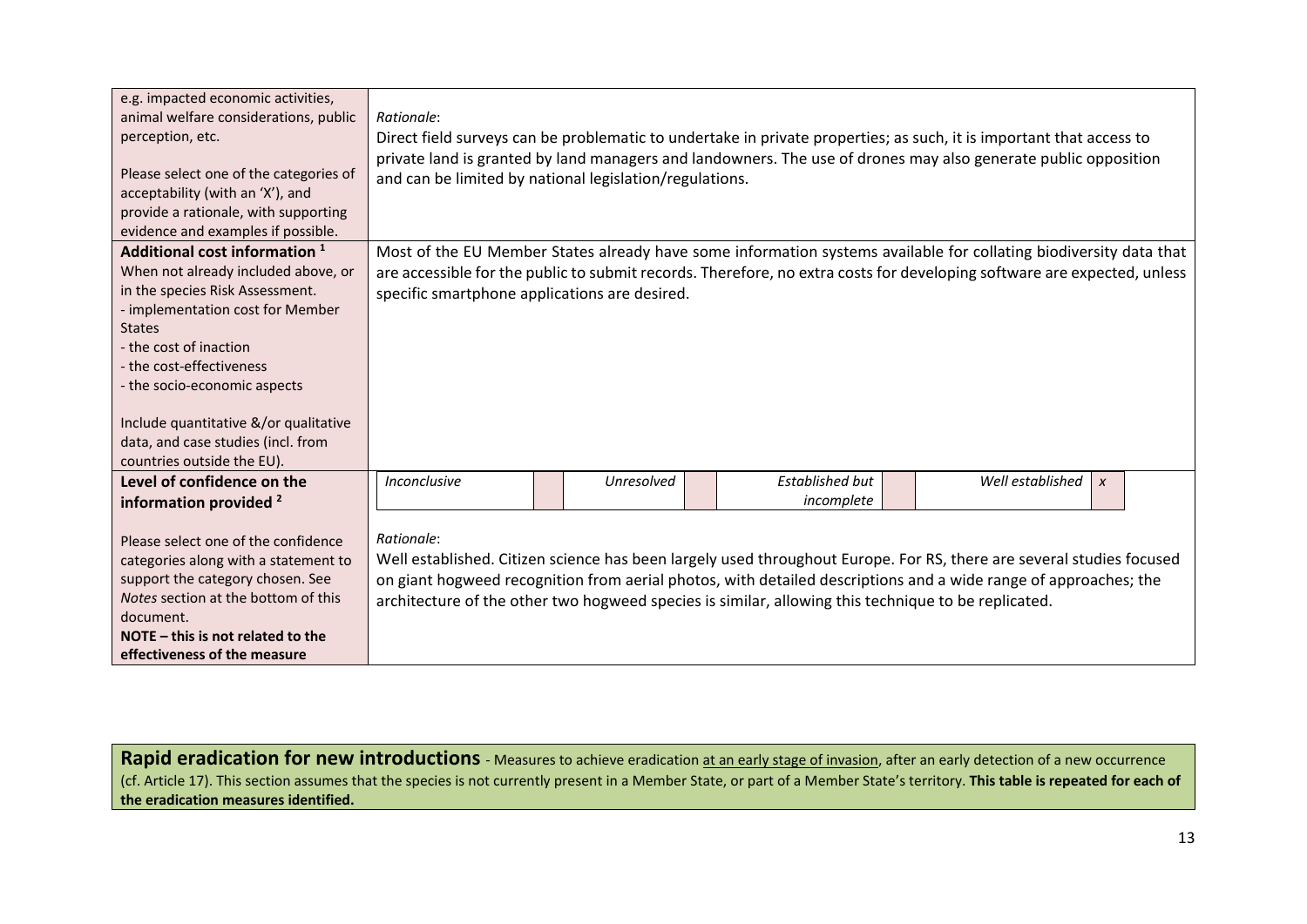| | |
|---|---|
| e.g. impacted economic activities, animal welfare considerations, public perception, etc.<br><br>Please select one of the categories of acceptability (with an 'X'), and provide a rationale, with supporting evidence and examples if possible. | *Rationale*:<br>Direct field surveys can be problematic to undertake in private properties; as such, it is important that access to private land is granted by land managers and landowners. The use of drones may also generate public opposition and can be limited by national legislation/regulations. |
| **Additional cost information** [1]<br>When not already included above, or in the species Risk Assessment.<br>- implementation cost for Member States<br>- the cost of inaction<br>- the cost-effectiveness<br>- the socio-economic aspects<br><br>Include quantitative &/or qualitative data, and case studies (incl. from countries outside the EU). | Most of the EU Member States already have some information systems available for collating biodiversity data that are accessible for the public to submit records. Therefore, no extra costs for developing software are expected, unless specific smartphone applications are desired. |
| **Level of confidence on the information provided** [2]<br><br>Please select one of the confidence categories along with a statement to support the category chosen. See *Notes* section at the bottom of this document.<br>**NOTE – this is not related to the effectiveness of the measure** | *Inconclusive* [ ] *Unresolved* [ ] *Established but incomplete* [ ] *Well established* [x]<br><br>*Rationale*:<br>Well established. Citizen science has been largely used throughout Europe. For RS, there are several studies focused on giant hogweed recognition from aerial photos, with detailed descriptions and a wide range of approaches; the architecture of the other two hogweed species is similar, allowing this technique to be replicated. |

**Rapid eradication for new introductions** - Measures to achieve eradication at an early stage of invasion, after an early detection of a new occurrence (cf. Article 17). This section assumes that the species is not currently present in a Member State, or part of a Member State's territory. **This table is repeated for each of the eradication measures identified.**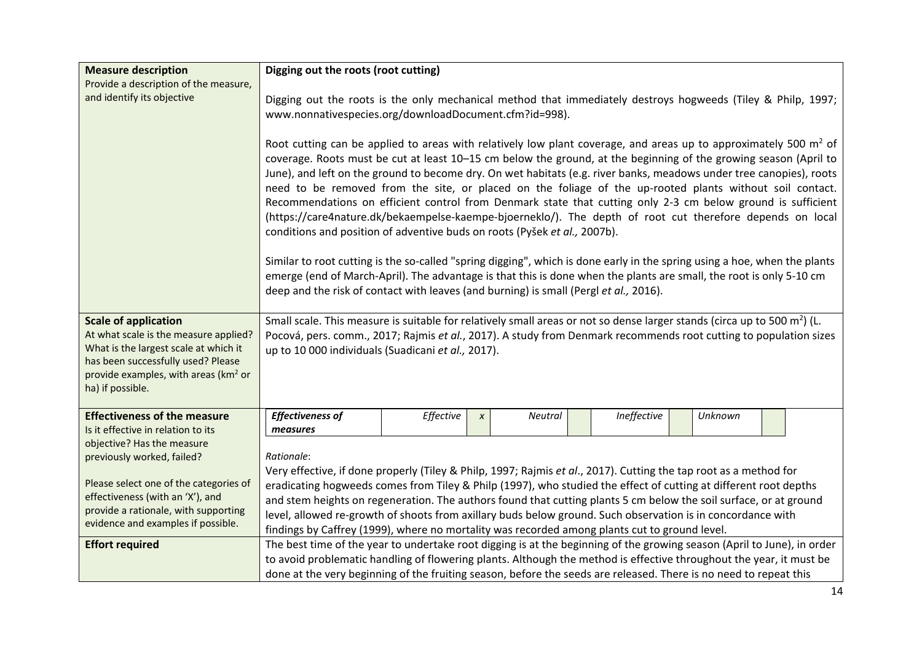| **Measure description**<br>Provide a description of the measure, and identify its objective | **Digging out the roots (root cutting)**<br><br>Digging out the roots is the only mechanical method that immediately destroys hogweeds (Tiley & Philp, 1997; www.nonnativespecies.org/downloadDocument.cfm?id=998).<br><br>Root cutting can be applied to areas with relatively low plant coverage, and areas up to approximately 500 $m^2$ of coverage. Roots must be cut at least 10–15 cm below the ground, at the beginning of the growing season (April to June), and left on the ground to become dry. On wet habitats (e.g. river banks, meadows under tree canopies), roots need to be removed from the site, or placed on the foliage of the up-rooted plants without soil contact. Recommendations on efficient control from Denmark state that cutting only 2-3 cm below ground is sufficient (https://care4nature.dk/bekaempelse-kaempe-bjoerneklo/). The depth of root cut therefore depends on local conditions and position of adventive buds on roots (Pyšek *et al.,* 2007b).<br><br>Similar to root cutting is the so-called "spring digging", which is done early in the spring using a hoe, when the plants emerge (end of March-April). The advantage is that this is done when the plants are small, the root is only 5-10 cm deep and the risk of contact with leaves (and burning) is small (Pergl *et al.,* 2016). |
|---|---|
| **Scale of application**<br>At what scale is the measure applied? What is the largest scale at which it has been successfully used? Please provide examples, with areas ($km^2$ or ha) if possible. | Small scale. This measure is suitable for relatively small areas or not so dense larger stands (circa up to 500 $m^2$) (L. Pocová, pers. comm., 2017; Rajmis *et al.*, 2017). A study from Denmark recommends root cutting to population sizes up to 10 000 individuals (Suadicani *et al.,* 2017). |
| **Effectiveness of the measure**<br>Is it effective in relation to its objective? Has the measure previously worked, failed?<br><br>Please select one of the categories of effectiveness (with an 'X'), and provide a rationale, with supporting evidence and examples if possible. | ***Effectiveness of measures*** — *Effective*: x; *Neutral*: ; *Ineffective*: ; *Unknown*: <br><br>*Rationale*:<br>Very effective, if done properly (Tiley & Philp, 1997; Rajmis *et al*., 2017). Cutting the tap root as a method for eradicating hogweeds comes from Tiley & Philp (1997), who studied the effect of cutting at different root depths and stem heights on regeneration. The authors found that cutting plants 5 cm below the soil surface, or at ground level, allowed re-growth of shoots from axillary buds below ground. Such observation is in concordance with findings by Caffrey (1999), where no mortality was recorded among plants cut to ground level. |
| **Effort required** | The best time of the year to undertake root digging is at the beginning of the growing season (April to June), in order to avoid problematic handling of flowering plants. Although the method is effective throughout the year, it must be done at the very beginning of the fruiting season, before the seeds are released. There is no need to repeat this |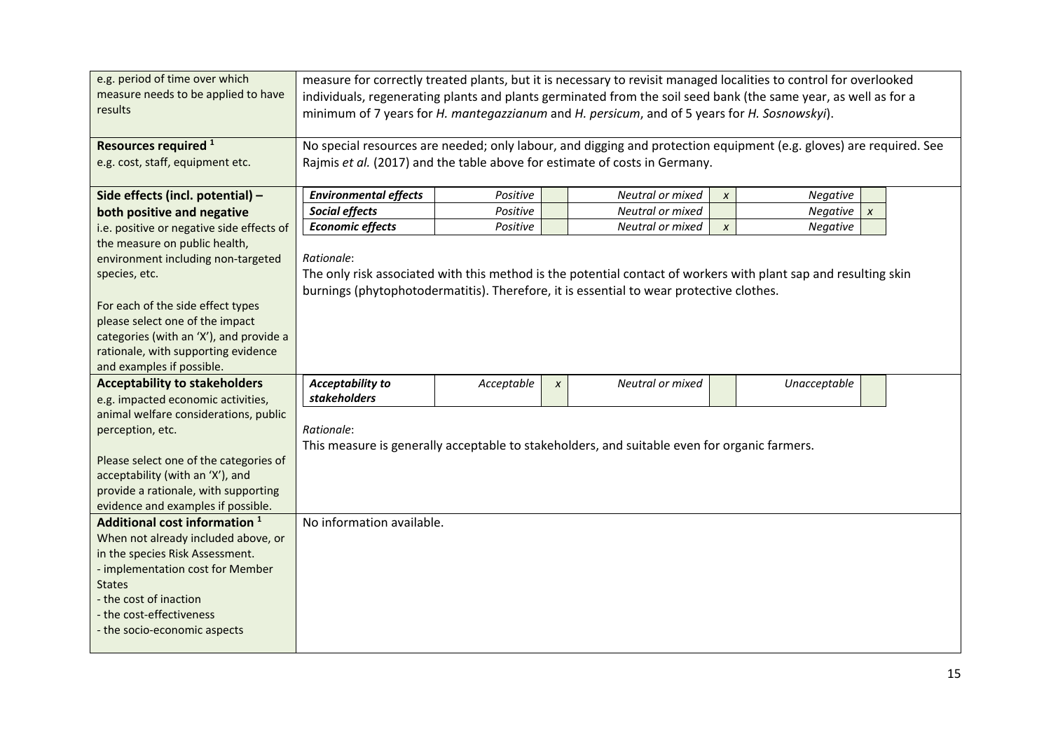| | |
|---|---|
| e.g. period of time over which measure needs to be applied to have results | measure for correctly treated plants, but it is necessary to revisit managed localities to control for overlooked individuals, regenerating plants and plants germinated from the soil seed bank (the same year, as well as for a minimum of 7 years for *H. mantegazzianum* and *H. persicum*, and of 5 years for *H. Sosnowskyi*). |
| **Resources required** [1]<br>e.g. cost, staff, equipment etc. | No special resources are needed; only labour, and digging and protection equipment (e.g. gloves) are required. See Rajmis *et al.* (2017) and the table above for estimate of costs in Germany. |
| **Side effects (incl. potential) – both positive and negative**<br>i.e. positive or negative side effects of the measure on public health, environment including non-targeted species, etc.<br><br>For each of the side effect types please select one of the impact categories (with an 'X'), and provide a rationale, with supporting evidence and examples if possible. | ***Environmental effects*** — *Positive* [ ] — *Neutral or mixed* [x] — *Negative* [ ]<br>***Social effects*** — *Positive* [ ] — *Neutral or mixed* [ ] — *Negative* [x]<br>***Economic effects*** — *Positive* [ ] — *Neutral or mixed* [x] — *Negative* [ ]<br><br>*Rationale*:<br>The only risk associated with this method is the potential contact of workers with plant sap and resulting skin burnings (phytophotodermatitis). Therefore, it is essential to wear protective clothes. |
| **Acceptability to stakeholders**<br>e.g. impacted economic activities, animal welfare considerations, public perception, etc.<br><br>Please select one of the categories of acceptability (with an 'X'), and provide a rationale, with supporting evidence and examples if possible. | ***Acceptability to stakeholders*** — *Acceptable* [x] — *Neutral or mixed* [ ] — *Unacceptable* [ ]<br><br>*Rationale*:<br>This measure is generally acceptable to stakeholders, and suitable even for organic farmers. |
| **Additional cost information** [1]<br>When not already included above, or in the species Risk Assessment.<br>- implementation cost for Member States<br>- the cost of inaction<br>- the cost-effectiveness<br>- the socio-economic aspects | No information available. |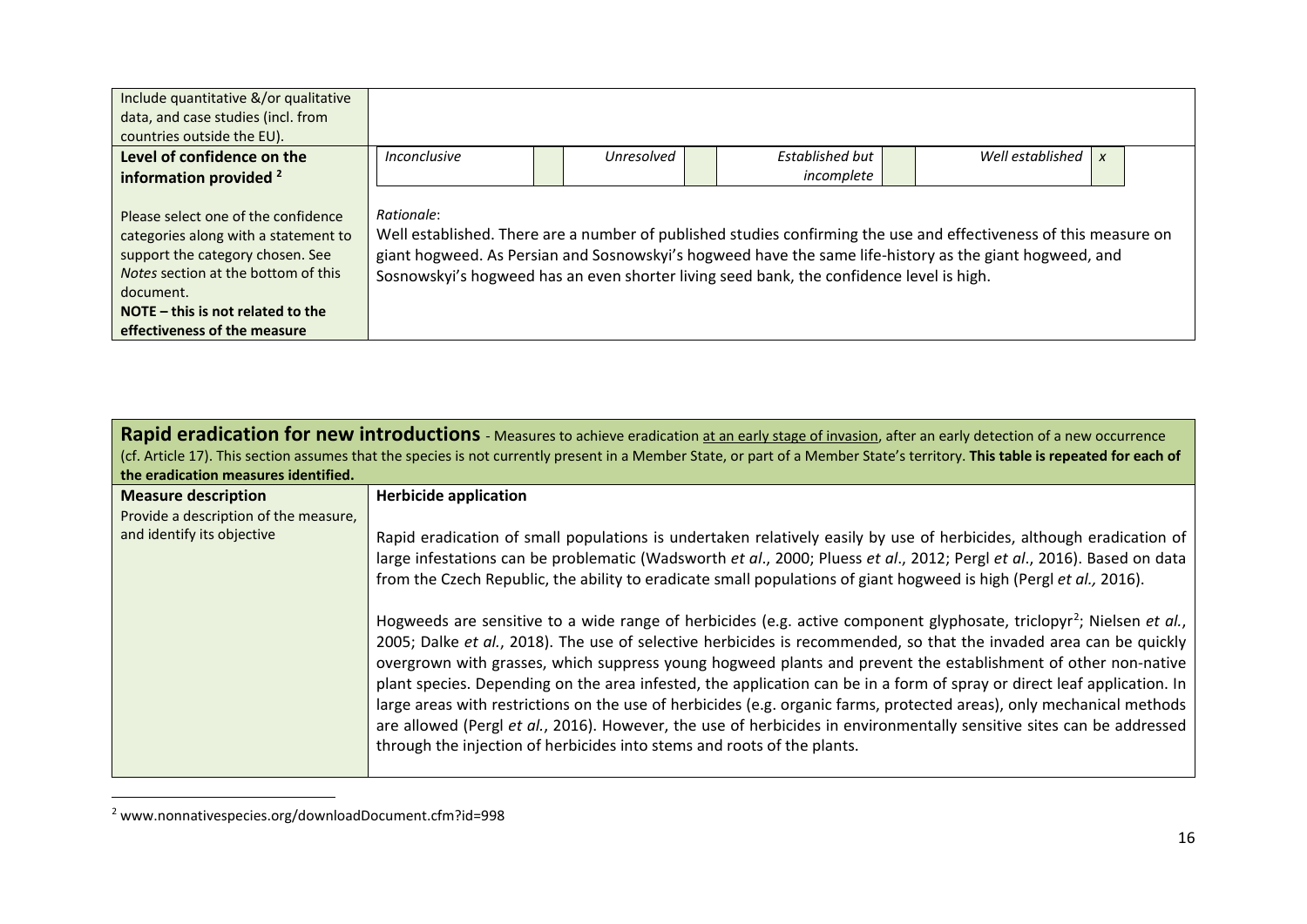| | |
|---|---|
| Include quantitative &/or qualitative data, and case studies (incl. from countries outside the EU). | |
| **Level of confidence on the information provided** [2]<br><br>Please select one of the confidence categories along with a statement to support the category chosen. See *Notes* section at the bottom of this document.<br>**NOTE – this is not related to the effectiveness of the measure** | *Inconclusive* ☐ *Unresolved* ☐ *Established but incomplete* ☐ *Well established* x<br><br>*Rationale*:<br>Well established. There are a number of published studies confirming the use and effectiveness of this measure on giant hogweed. As Persian and Sosnowskyi's hogweed have the same life-history as the giant hogweed, and Sosnowskyi's hogweed has an even shorter living seed bank, the confidence level is high. |

| **Rapid eradication for new introductions** - Measures to achieve eradication at an early stage of invasion, after an early detection of a new occurrence (cf. Article 17). This section assumes that the species is not currently present in a Member State, or part of a Member State's territory. **This table is repeated for each of the eradication measures identified.** | |
|---|---|
| **Measure description**<br>Provide a description of the measure, and identify its objective | **Herbicide application**<br><br>Rapid eradication of small populations is undertaken relatively easily by use of herbicides, although eradication of large infestations can be problematic (Wadsworth *et al*., 2000; Pluess *et al*., 2012; Pergl *et al*., 2016). Based on data from the Czech Republic, the ability to eradicate small populations of giant hogweed is high (Pergl *et al.,* 2016).<br><br>Hogweeds are sensitive to a wide range of herbicides (e.g. active component glyphosate, triclopyr[2]; Nielsen *et al.*, 2005; Dalke *et al.*, 2018). The use of selective herbicides is recommended, so that the invaded area can be quickly overgrown with grasses, which suppress young hogweed plants and prevent the establishment of other non-native plant species. Depending on the area infested, the application can be in a form of spray or direct leaf application. In large areas with restrictions on the use of herbicides (e.g. organic farms, protected areas), only mechanical methods are allowed (Pergl *et al.*, 2016). However, the use of herbicides in environmentally sensitive sites can be addressed through the injection of herbicides into stems and roots of the plants. |

[2] www.nonnativespecies.org/downloadDocument.cfm?id=998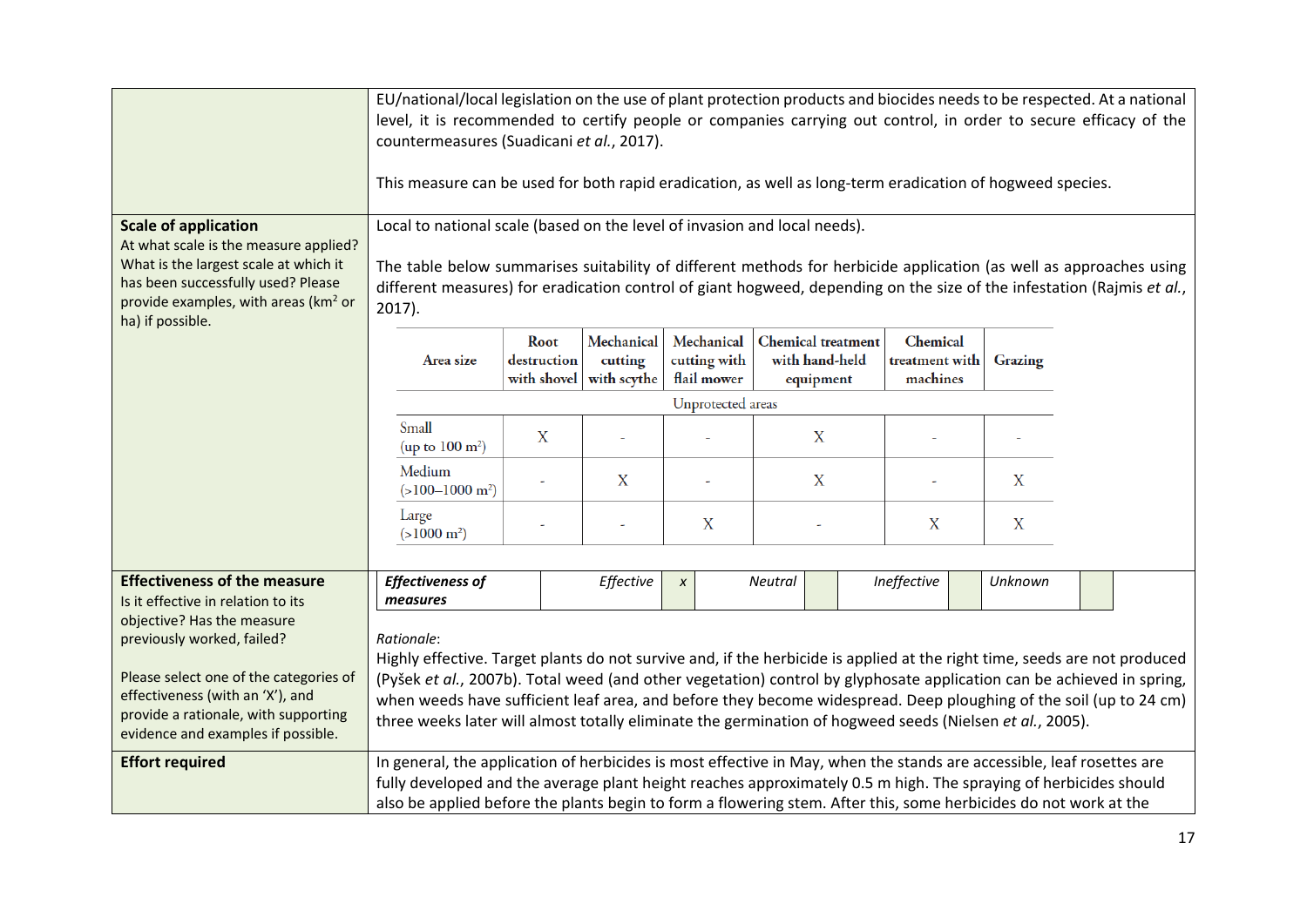| | |
|---|---|
| | EU/national/local legislation on the use of plant protection products and biocides needs to be respected. At a national level, it is recommended to certify people or companies carrying out control, in order to secure efficacy of the countermeasures (Suadicani *et al.*, 2017).<br><br>This measure can be used for both rapid eradication, as well as long-term eradication of hogweed species. |
| **Scale of application**<br>At what scale is the measure applied? What is the largest scale at which it has been successfully used? Please provide examples, with areas (km² or ha) if possible. | Local to national scale (based on the level of invasion and local needs).<br><br>The table below summarises suitability of different methods for herbicide application (as well as approaches using different measures) for eradication control of giant hogweed, depending on the size of the infestation (Rajmis *et al.*, 2017). |

| Area size | Root destruction with shovel | Mechanical cutting with scythe | Mechanical cutting with flail mower | Chemical treatment with hand-held equipment | Chemical treatment with machines | Grazing |
|---|---|---|---|---|---|---|
| Unprotected areas | | | | | | |
| Small (up to 100 m²) | X | - | - | X | - | - |
| Medium (>100–1000 m²) | - | X | - | X | - | X |
| Large (>1000 m²) | - | - | X | - | X | X |

| | |
|---|---|
| **Effectiveness of the measure**<br>Is it effective in relation to its objective? Has the measure previously worked, failed?<br><br>Please select one of the categories of effectiveness (with an 'X'), and provide a rationale, with supporting evidence and examples if possible. | ***Effectiveness of measures*** — *Effective*: x; *Neutral*: ; *Ineffective*: ; *Unknown*: <br><br>*Rationale*:<br>Highly effective. Target plants do not survive and, if the herbicide is applied at the right time, seeds are not produced (Pyšek *et al.*, 2007b). Total weed (and other vegetation) control by glyphosate application can be achieved in spring, when weeds have sufficient leaf area, and before they become widespread. Deep ploughing of the soil (up to 24 cm) three weeks later will almost totally eliminate the germination of hogweed seeds (Nielsen *et al.*, 2005). |
| **Effort required** | In general, the application of herbicides is most effective in May, when the stands are accessible, leaf rosettes are fully developed and the average plant height reaches approximately 0.5 m high. The spraying of herbicides should also be applied before the plants begin to form a flowering stem. After this, some herbicides do not work at the |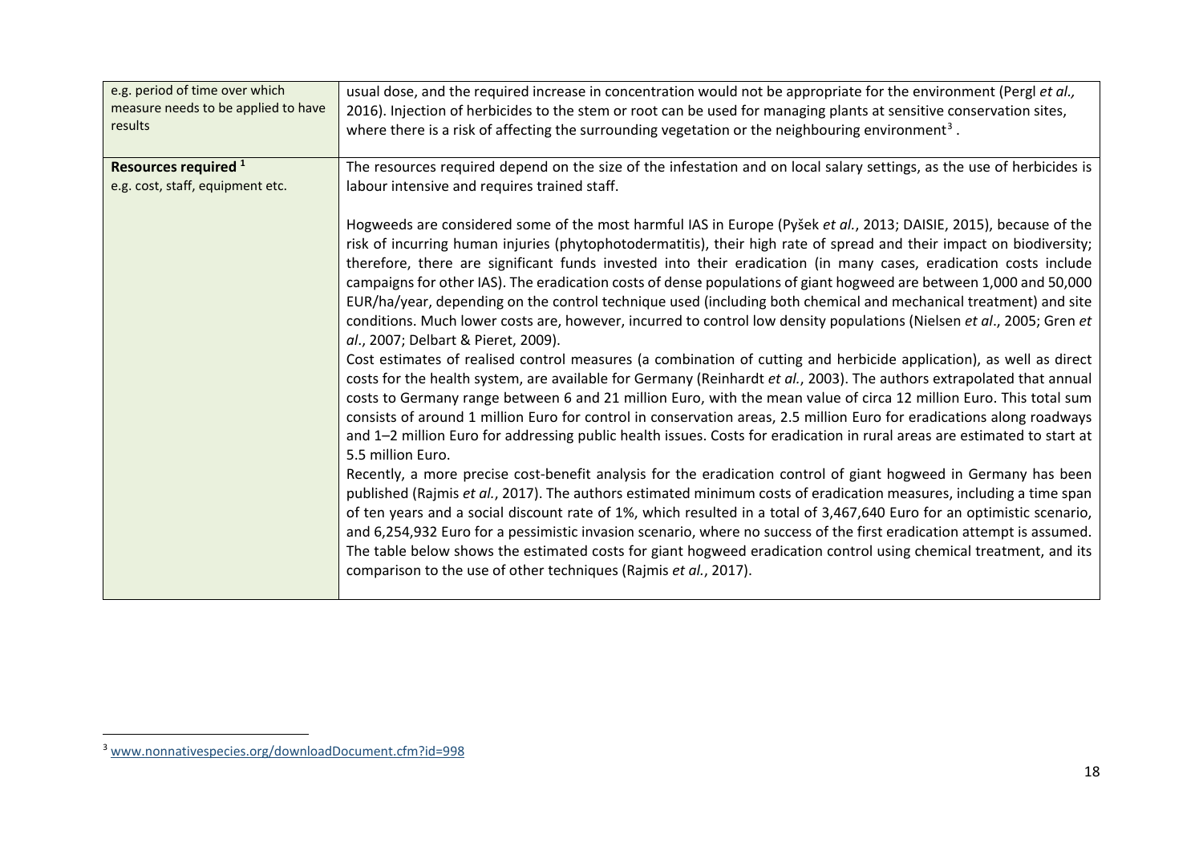| e.g. period of time over which measure needs to be applied to have results | usual dose, and the required increase in concentration would not be appropriate for the environment (Pergl *et al.,* 2016). Injection of herbicides to the stem or root can be used for managing plants at sensitive conservation sites, where there is a risk of affecting the surrounding vegetation or the neighbouring environment[3] . |
|---|---|
| **Resources required [1]**<br>e.g. cost, staff, equipment etc. | The resources required depend on the size of the infestation and on local salary settings, as the use of herbicides is labour intensive and requires trained staff.<br><br>Hogweeds are considered some of the most harmful IAS in Europe (Pyšek *et al.*, 2013; DAISIE, 2015), because of the risk of incurring human injuries (phytophotodermatitis), their high rate of spread and their impact on biodiversity; therefore, there are significant funds invested into their eradication (in many cases, eradication costs include campaigns for other IAS). The eradication costs of dense populations of giant hogweed are between 1,000 and 50,000 EUR/ha/year, depending on the control technique used (including both chemical and mechanical treatment) and site conditions. Much lower costs are, however, incurred to control low density populations (Nielsen *et al*., 2005; Gren *et al*., 2007; Delbart & Pieret, 2009).<br>Cost estimates of realised control measures (a combination of cutting and herbicide application), as well as direct costs for the health system, are available for Germany (Reinhardt *et al.*, 2003). The authors extrapolated that annual costs to Germany range between 6 and 21 million Euro, with the mean value of circa 12 million Euro. This total sum consists of around 1 million Euro for control in conservation areas, 2.5 million Euro for eradications along roadways and 1–2 million Euro for addressing public health issues. Costs for eradication in rural areas are estimated to start at 5.5 million Euro.<br>Recently, a more precise cost-benefit analysis for the eradication control of giant hogweed in Germany has been published (Rajmis *et al.*, 2017). The authors estimated minimum costs of eradication measures, including a time span of ten years and a social discount rate of 1%, which resulted in a total of 3,467,640 Euro for an optimistic scenario, and 6,254,932 Euro for a pessimistic invasion scenario, where no success of the first eradication attempt is assumed. The table below shows the estimated costs for giant hogweed eradication control using chemical treatment, and its comparison to the use of other techniques (Rajmis *et al.*, 2017). |

[3] www.nonnativespecies.org/downloadDocument.cfm?id=998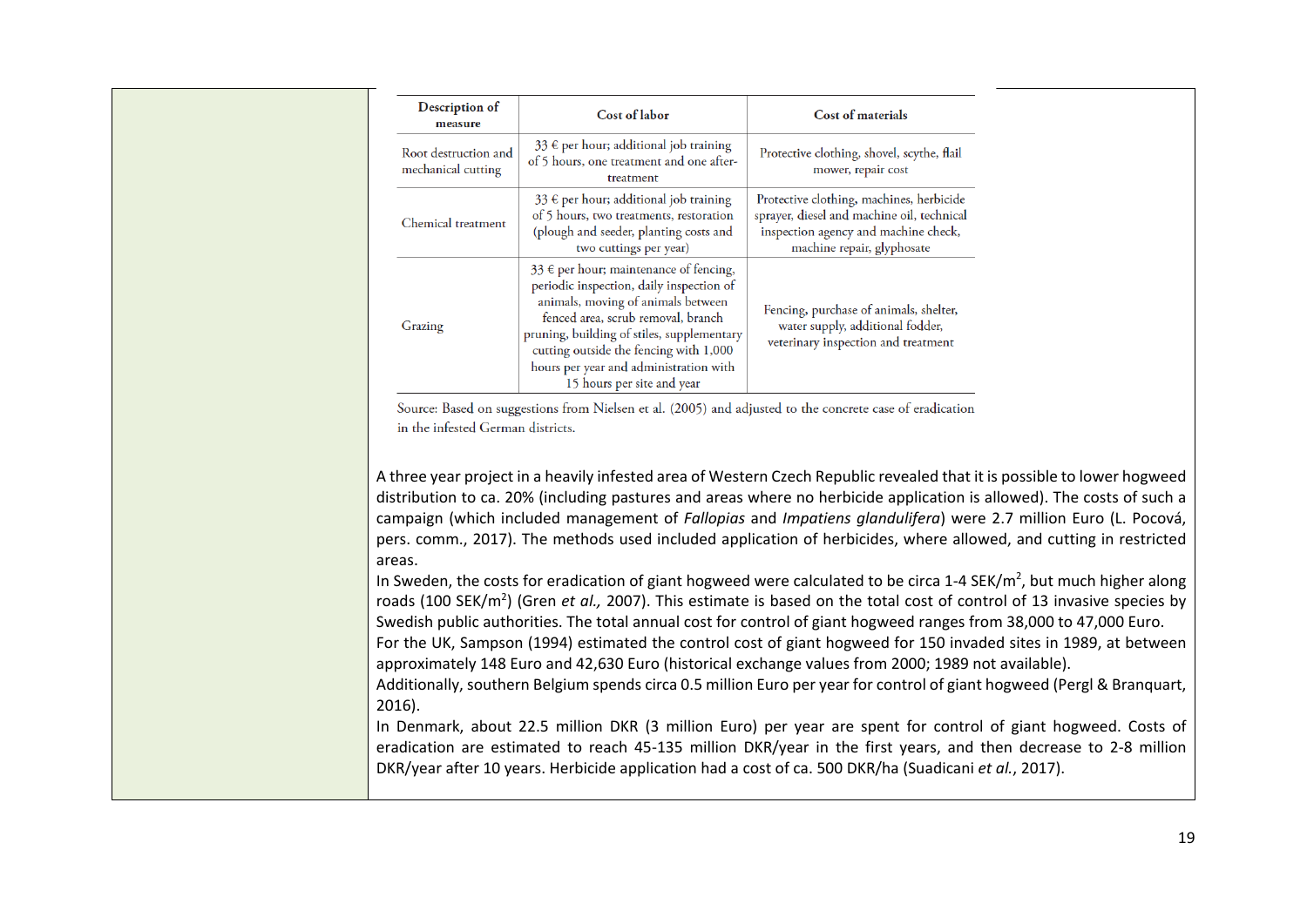| Description of measure | Cost of labor | Cost of materials |
|---|---|---|
| Root destruction and mechanical cutting | 33 € per hour; additional job training of 5 hours, one treatment and one after-treatment | Protective clothing, shovel, scythe, flail mower, repair cost |
| Chemical treatment | 33 € per hour; additional job training of 5 hours, two treatments, restoration (plough and seeder, planting costs and two cuttings per year) | Protective clothing, machines, herbicide sprayer, diesel and machine oil, technical inspection agency and machine check, machine repair, glyphosate |
| Grazing | 33 € per hour; maintenance of fencing, periodic inspection, daily inspection of animals, moving of animals between fenced area, scrub removal, branch pruning, building of stiles, supplementary cutting outside the fencing with 1,000 hours per year and administration with 15 hours per site and year | Fencing, purchase of animals, shelter, water supply, additional fodder, veterinary inspection and treatment |

Source: Based on suggestions from Nielsen et al. (2005) and adjusted to the concrete case of eradication in the infested German districts.

A three year project in a heavily infested area of Western Czech Republic revealed that it is possible to lower hogweed distribution to ca. 20% (including pastures and areas where no herbicide application is allowed). The costs of such a campaign (which included management of *Fallopias* and *Impatiens glandulifera*) were 2.7 million Euro (L. Pocová, pers. comm., 2017). The methods used included application of herbicides, where allowed, and cutting in restricted areas.

In Sweden, the costs for eradication of giant hogweed were calculated to be circa 1-4 SEK/$m^2$, but much higher along roads (100 SEK/$m^2$) (Gren *et al.,* 2007). This estimate is based on the total cost of control of 13 invasive species by Swedish public authorities. The total annual cost for control of giant hogweed ranges from 38,000 to 47,000 Euro.

For the UK, Sampson (1994) estimated the control cost of giant hogweed for 150 invaded sites in 1989, at between approximately 148 Euro and 42,630 Euro (historical exchange values from 2000; 1989 not available).

Additionally, southern Belgium spends circa 0.5 million Euro per year for control of giant hogweed (Pergl & Branquart, 2016).

In Denmark, about 22.5 million DKR (3 million Euro) per year are spent for control of giant hogweed. Costs of eradication are estimated to reach 45-135 million DKR/year in the first years, and then decrease to 2-8 million DKR/year after 10 years. Herbicide application had a cost of ca. 500 DKR/ha (Suadicani *et al.*, 2017).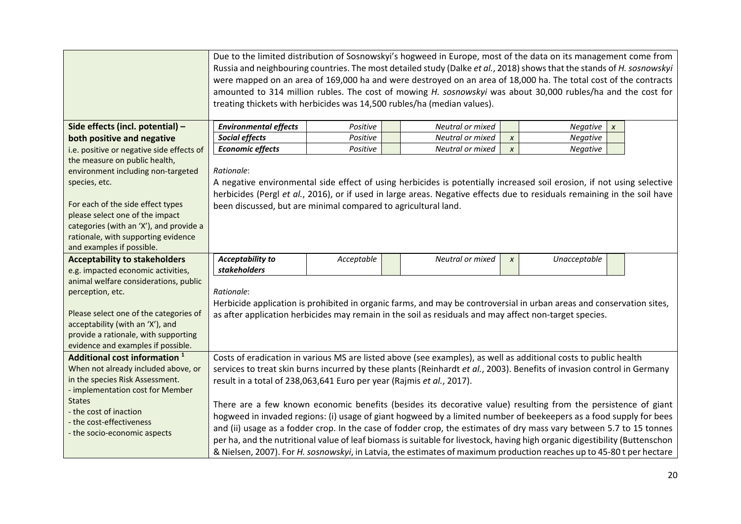| | |
|---|---|
| | Due to the limited distribution of Sosnowskyi's hogweed in Europe, most of the data on its management come from Russia and neighbouring countries. The most detailed study (Dalke *et al.*, 2018) shows that the stands of *H. sosnowskyi* were mapped on an area of 169,000 ha and were destroyed on an area of 18,000 ha. The total cost of the contracts amounted to 314 million rubles. The cost of mowing *H. sosnowskyi* was about 30,000 rubles/ha and the cost for treating thickets with herbicides was 14,500 rubles/ha (median values). |
| **Side effects (incl. potential) – both positive and negative**<br>i.e. positive or negative side effects of the measure on public health, environment including non-targeted species, etc.<br><br>For each of the side effect types please select one of the impact categories (with an 'X'), and provide a rationale, with supporting evidence and examples if possible. | ***Environmental effects***: Positive [ ] Neutral or mixed [ ] Negative [x]<br>***Social effects***: Positive [ ] Neutral or mixed [x] Negative [ ]<br>***Economic effects***: Positive [ ] Neutral or mixed [x] Negative [ ]<br><br>*Rationale*:<br>A negative environmental side effect of using herbicides is potentially increased soil erosion, if not using selective herbicides (Pergl *et al.*, 2016), or if used in large areas. Negative effects due to residuals remaining in the soil have been discussed, but are minimal compared to agricultural land. |
| **Acceptability to stakeholders**<br>e.g. impacted economic activities, animal welfare considerations, public perception, etc.<br><br>Please select one of the categories of acceptability (with an 'X'), and provide a rationale, with supporting evidence and examples if possible. | ***Acceptability to stakeholders***: Acceptable [ ] Neutral or mixed [x] Unacceptable [ ]<br><br>*Rationale*:<br>Herbicide application is prohibited in organic farms, and may be controversial in urban areas and conservation sites, as after application herbicides may remain in the soil as residuals and may affect non-target species. |
| **Additional cost information** [1]<br>When not already included above, or in the species Risk Assessment.<br>- implementation cost for Member States<br>- the cost of inaction<br>- the cost-effectiveness<br>- the socio-economic aspects | Costs of eradication in various MS are listed above (see examples), as well as additional costs to public health services to treat skin burns incurred by these plants (Reinhardt *et al.*, 2003). Benefits of invasion control in Germany result in a total of 238,063,641 Euro per year (Rajmis *et al.*, 2017).<br><br>There are a few known economic benefits (besides its decorative value) resulting from the persistence of giant hogweed in invaded regions: (i) usage of giant hogweed by a limited number of beekeepers as a food supply for bees and (ii) usage as a fodder crop. In the case of fodder crop, the estimates of dry mass vary between 5.7 to 15 tonnes per ha, and the nutritional value of leaf biomass is suitable for livestock, having high organic digestibility (Buttenschon & Nielsen, 2007). For *H. sosnowskyi*, in Latvia, the estimates of maximum production reaches up to 45-80 t per hectare |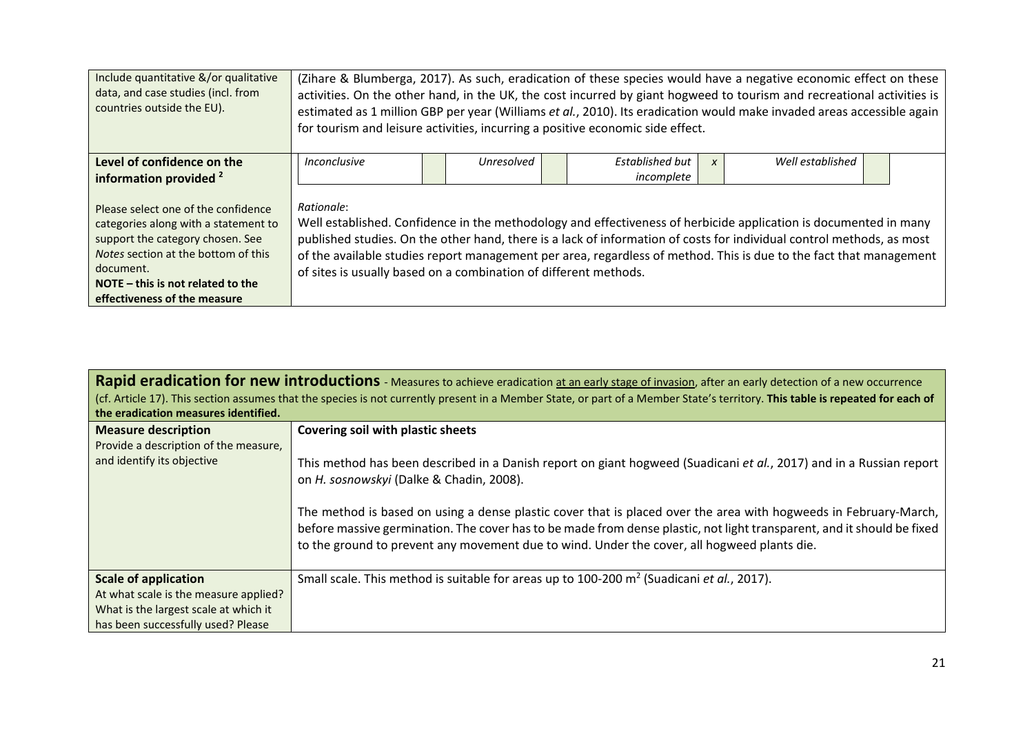| | |
|---|---|
| Include quantitative &/or qualitative data, and case studies (incl. from countries outside the EU). | (Zihare & Blumberga, 2017). As such, eradication of these species would have a negative economic effect on these activities. On the other hand, in the UK, the cost incurred by giant hogweed to tourism and recreational activities is estimated as 1 million GBP per year (Williams *et al.*, 2010). Its eradication would make invaded areas accessible again for tourism and leisure activities, incurring a positive economic side effect. |
| **Level of confidence on the information provided** [2]<br><br>Please select one of the confidence categories along with a statement to support the category chosen. See *Notes* section at the bottom of this document.<br>**NOTE – this is not related to the effectiveness of the measure** | *Inconclusive* [ ] *Unresolved* [ ] *Established but incomplete* [x] *Well established* [ ]<br><br>*Rationale*:<br>Well established. Confidence in the methodology and effectiveness of herbicide application is documented in many published studies. On the other hand, there is a lack of information of costs for individual control methods, as most of the available studies report management per area, regardless of method. This is due to the fact that management of sites is usually based on a combination of different methods. |

| **Rapid eradication for new introductions** - Measures to achieve eradication at an early stage of invasion, after an early detection of a new occurrence (cf. Article 17). This section assumes that the species is not currently present in a Member State, or part of a Member State's territory. **This table is repeated for each of the eradication measures identified.** | |
|---|---|
| **Measure description**<br>Provide a description of the measure, and identify its objective | **Covering soil with plastic sheets**<br><br>This method has been described in a Danish report on giant hogweed (Suadicani *et al.*, 2017) and in a Russian report on *H. sosnowskyi* (Dalke & Chadin, 2008).<br><br>The method is based on using a dense plastic cover that is placed over the area with hogweeds in February-March, before massive germination. The cover has to be made from dense plastic, not light transparent, and it should be fixed to the ground to prevent any movement due to wind. Under the cover, all hogweed plants die. |
| **Scale of application**<br>At what scale is the measure applied? What is the largest scale at which it has been successfully used? Please | Small scale. This method is suitable for areas up to 100-200 $m^2$ (Suadicani *et al.*, 2017). |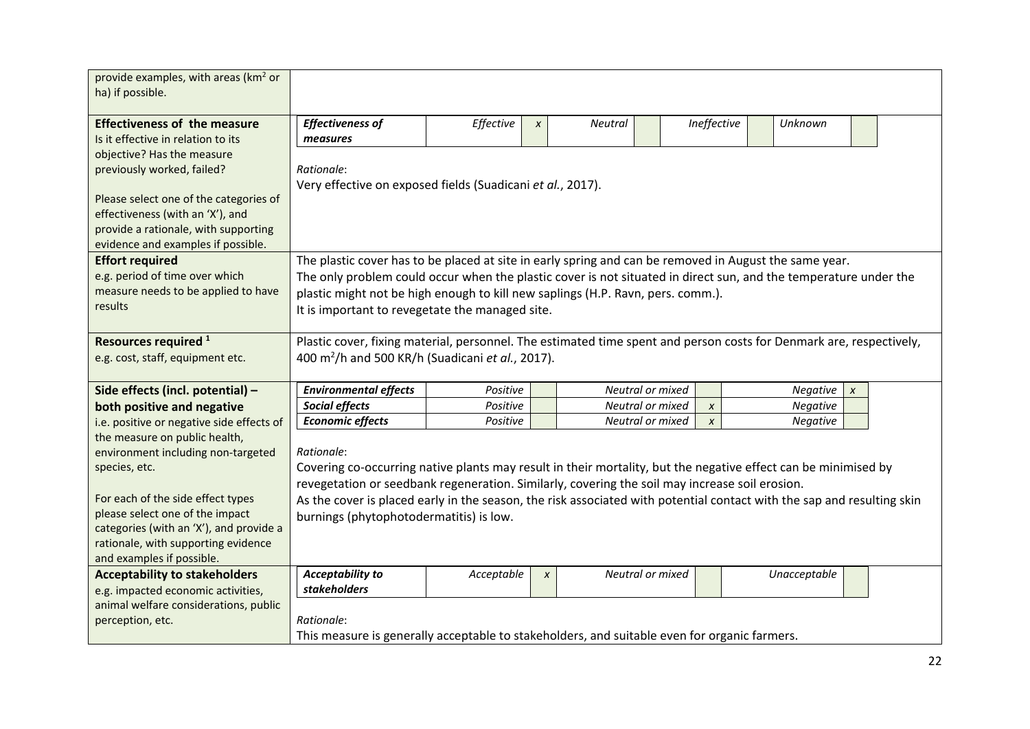| | |
|---|---|
| provide examples, with areas (km² or ha) if possible. | |
| **Effectiveness of the measure**<br>Is it effective in relation to its objective? Has the measure previously worked, failed?<br><br>Please select one of the categories of effectiveness (with an 'X'), and provide a rationale, with supporting evidence and examples if possible. | ***Effectiveness of measures*** — *Effective*: x; *Neutral*: ; *Ineffective*: ; *Unknown*: <br><br>*Rationale*:<br>Very effective on exposed fields (Suadicani *et al.*, 2017). |
| **Effort required**<br>e.g. period of time over which measure needs to be applied to have results | The plastic cover has to be placed at site in early spring and can be removed in August the same year.<br>The only problem could occur when the plastic cover is not situated in direct sun, and the temperature under the plastic might not be high enough to kill new saplings (H.P. Ravn, pers. comm.).<br>It is important to revegetate the managed site. |
| **Resources required** [1]<br>e.g. cost, staff, equipment etc. | Plastic cover, fixing material, personnel. The estimated time spent and person costs for Denmark are, respectively, 400 m²/h and 500 KR/h (Suadicani *et al.*, 2017). |
| **Side effects (incl. potential) – both positive and negative**<br>i.e. positive or negative side effects of the measure on public health, environment including non-targeted species, etc.<br><br>For each of the side effect types please select one of the impact categories (with an 'X'), and provide a rationale, with supporting evidence and examples if possible. | ***Environmental effects*** — *Positive*: ; *Neutral or mixed*: ; *Negative*: x<br>***Social effects*** — *Positive*: ; *Neutral or mixed*: x; *Negative*: <br>***Economic effects*** — *Positive*: ; *Neutral or mixed*: x; *Negative*: <br><br>*Rationale*:<br>Covering co-occurring native plants may result in their mortality, but the negative effect can be minimised by revegetation or seedbank regeneration. Similarly, covering the soil may increase soil erosion.<br>As the cover is placed early in the season, the risk associated with potential contact with the sap and resulting skin burnings (phytophotodermatitis) is low. |
| **Acceptability to stakeholders**<br>e.g. impacted economic activities, animal welfare considerations, public perception, etc. | ***Acceptability to stakeholders*** — *Acceptable*: x; *Neutral or mixed*: ; *Unacceptable*: <br><br>*Rationale*:<br>This measure is generally acceptable to stakeholders, and suitable even for organic farmers. |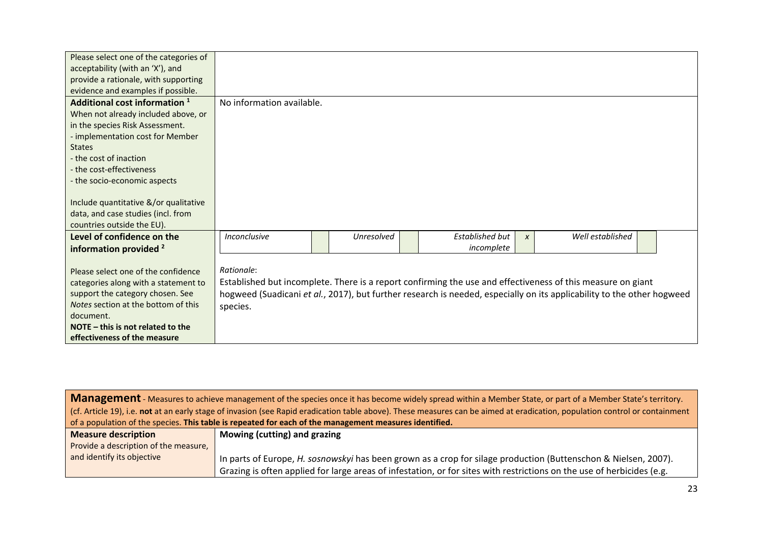| | |
|---|---|
| Please select one of the categories of acceptability (with an 'X'), and provide a rationale, with supporting evidence and examples if possible. | |
| **Additional cost information** [1]<br>When not already included above, or in the species Risk Assessment.<br>- implementation cost for Member States<br>- the cost of inaction<br>- the cost-effectiveness<br>- the socio-economic aspects<br><br>Include quantitative &/or qualitative data, and case studies (incl. from countries outside the EU). | No information available. |
| **Level of confidence on the information provided** [2]<br><br>Please select one of the confidence categories along with a statement to support the category chosen. See *Notes* section at the bottom of this document.<br>**NOTE – this is not related to the effectiveness of the measure** | *Inconclusive* [ ] *Unresolved* [ ] *Established but incomplete* [x] *Well established* [ ]<br><br>*Rationale*:<br>Established but incomplete. There is a report confirming the use and effectiveness of this measure on giant hogweed (Suadicani *et al.*, 2017), but further research is needed, especially on its applicability to the other hogweed species. |

| **Management** - Measures to achieve management of the species once it has become widely spread within a Member State, or part of a Member State's territory. (cf. Article 19), i.e. **not** at an early stage of invasion (see Rapid eradication table above). These measures can be aimed at eradication, population control or containment of a population of the species. **This table is repeated for each of the management measures identified.** | |
|---|---|
| **Measure description**<br>Provide a description of the measure, and identify its objective | **Mowing (cutting) and grazing**<br><br>In parts of Europe, *H. sosnowskyi* has been grown as a crop for silage production (Buttenschon & Nielsen, 2007). Grazing is often applied for large areas of infestation, or for sites with restrictions on the use of herbicides (e.g. |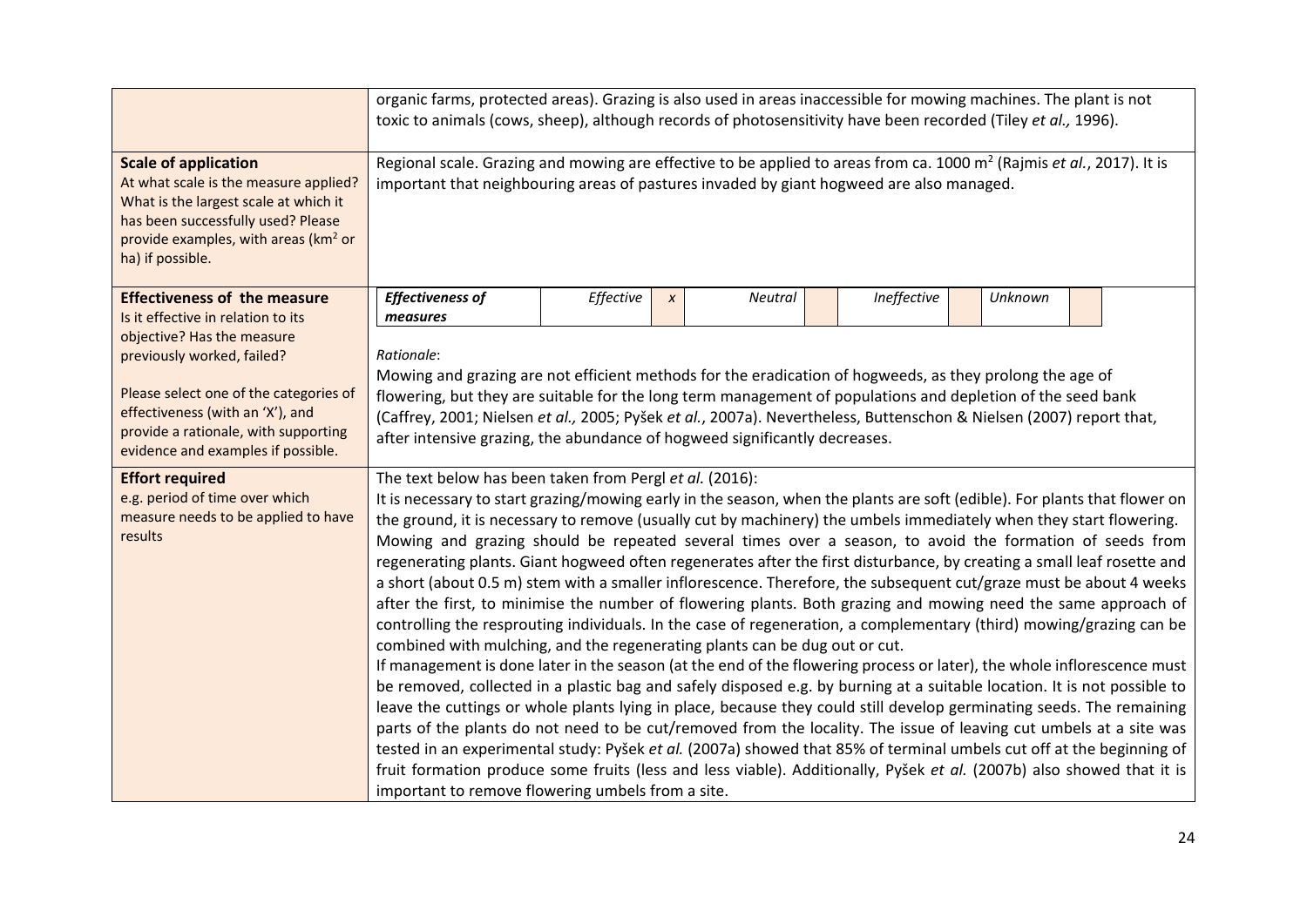| | |
|---|---|
| | organic farms, protected areas). Grazing is also used in areas inaccessible for mowing machines. The plant is not toxic to animals (cows, sheep), although records of photosensitivity have been recorded (Tiley *et al.,* 1996). |
| **Scale of application**<br>At what scale is the measure applied? What is the largest scale at which it has been successfully used? Please provide examples, with areas ($km^2$ or ha) if possible. | Regional scale. Grazing and mowing are effective to be applied to areas from ca. 1000 $m^2$ (Rajmis *et al.*, 2017). It is important that neighbouring areas of pastures invaded by giant hogweed are also managed. |
| **Effectiveness of the measure**<br>Is it effective in relation to its objective? Has the measure previously worked, failed?<br><br>Please select one of the categories of effectiveness (with an 'X'), and provide a rationale, with supporting evidence and examples if possible. | ***Effectiveness of measures*** — *Effective*: x; *Neutral*: ; *Ineffective*: ; *Unknown*: <br><br>*Rationale*:<br>Mowing and grazing are not efficient methods for the eradication of hogweeds, as they prolong the age of flowering, but they are suitable for the long term management of populations and depletion of the seed bank (Caffrey, 2001; Nielsen *et al.,* 2005; Pyšek *et al.*, 2007a). Nevertheless, Buttenschon & Nielsen (2007) report that, after intensive grazing, the abundance of hogweed significantly decreases. |
| **Effort required**<br>e.g. period of time over which measure needs to be applied to have results | The text below has been taken from Pergl *et al.* (2016):<br>It is necessary to start grazing/mowing early in the season, when the plants are soft (edible). For plants that flower on the ground, it is necessary to remove (usually cut by machinery) the umbels immediately when they start flowering. Mowing and grazing should be repeated several times over a season, to avoid the formation of seeds from regenerating plants. Giant hogweed often regenerates after the first disturbance, by creating a small leaf rosette and a short (about 0.5 m) stem with a smaller inflorescence. Therefore, the subsequent cut/graze must be about 4 weeks after the first, to minimise the number of flowering plants. Both grazing and mowing need the same approach of controlling the resprouting individuals. In the case of regeneration, a complementary (third) mowing/grazing can be combined with mulching, and the regenerating plants can be dug out or cut.<br>If management is done later in the season (at the end of the flowering process or later), the whole inflorescence must be removed, collected in a plastic bag and safely disposed e.g. by burning at a suitable location. It is not possible to leave the cuttings or whole plants lying in place, because they could still develop germinating seeds. The remaining parts of the plants do not need to be cut/removed from the locality. The issue of leaving cut umbels at a site was tested in an experimental study: Pyšek *et al.* (2007a) showed that 85% of terminal umbels cut off at the beginning of fruit formation produce some fruits (less and less viable). Additionally, Pyšek *et al.* (2007b) also showed that it is important to remove flowering umbels from a site. |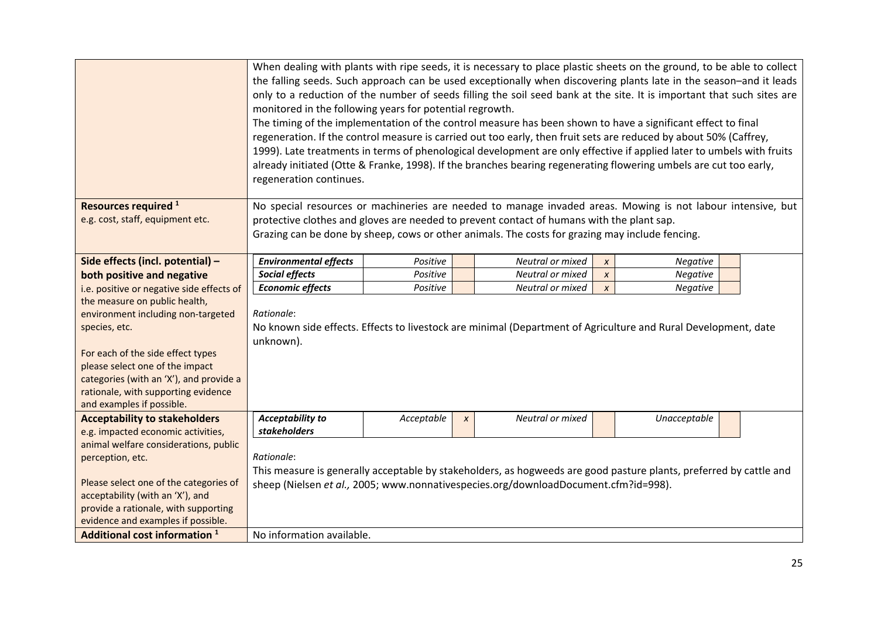| | |
|---|---|
| | When dealing with plants with ripe seeds, it is necessary to place plastic sheets on the ground, to be able to collect the falling seeds. Such approach can be used exceptionally when discovering plants late in the season–and it leads only to a reduction of the number of seeds filling the soil seed bank at the site. It is important that such sites are monitored in the following years for potential regrowth.<br>The timing of the implementation of the control measure has been shown to have a significant effect to final regeneration. If the control measure is carried out too early, then fruit sets are reduced by about 50% (Caffrey, 1999). Late treatments in terms of phenological development are only effective if applied later to umbels with fruits already initiated (Otte & Franke, 1998). If the branches bearing regenerating flowering umbels are cut too early, regeneration continues. |
| **Resources required** [1]<br>e.g. cost, staff, equipment etc. | No special resources or machineries are needed to manage invaded areas. Mowing is not labour intensive, but protective clothes and gloves are needed to prevent contact of humans with the plant sap.<br>Grazing can be done by sheep, cows or other animals. The costs for grazing may include fencing. |
| **Side effects (incl. potential) – both positive and negative**<br>i.e. positive or negative side effects of the measure on public health, environment including non-targeted species, etc.<br><br>For each of the side effect types please select one of the impact categories (with an 'X'), and provide a rationale, with supporting evidence and examples if possible. | ***Environmental effects*** — *Positive* [ ] — *Neutral or mixed* [x] — *Negative* [ ]<br>***Social effects*** — *Positive* [ ] — *Neutral or mixed* [x] — *Negative* [ ]<br>***Economic effects*** — *Positive* [ ] — *Neutral or mixed* [x] — *Negative* [ ]<br><br>*Rationale*:<br>No known side effects. Effects to livestock are minimal (Department of Agriculture and Rural Development, date unknown). |
| **Acceptability to stakeholders**<br>e.g. impacted economic activities, animal welfare considerations, public perception, etc.<br><br>Please select one of the categories of acceptability (with an 'X'), and provide a rationale, with supporting evidence and examples if possible. | ***Acceptability to stakeholders*** — *Acceptable* [x] — *Neutral or mixed* [ ] — *Unacceptable* [ ]<br><br>*Rationale*:<br>This measure is generally acceptable by stakeholders, as hogweeds are good pasture plants, preferred by cattle and sheep (Nielsen *et al.,* 2005; www.nonnativespecies.org/downloadDocument.cfm?id=998). |
| **Additional cost information** [1] | No information available. |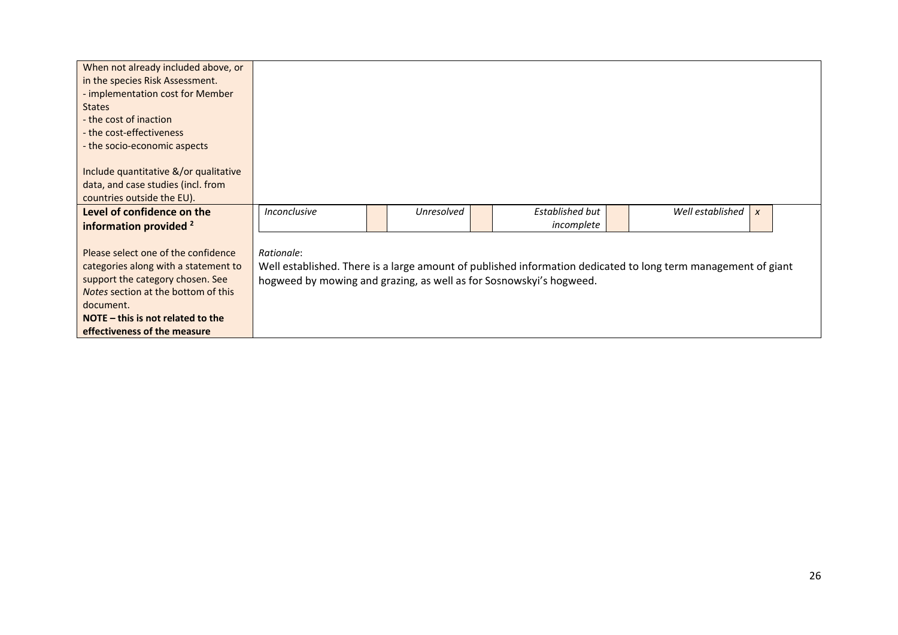| | |
|---|---|
| When not already included above, or in the species Risk Assessment.<br>- implementation cost for Member States<br>- the cost of inaction<br>- the cost-effectiveness<br>- the socio-economic aspects<br><br>Include quantitative &/or qualitative data, and case studies (incl. from countries outside the EU). | |
| **Level of confidence on the information provided** [2]<br><br>Please select one of the confidence categories along with a statement to support the category chosen. See *Notes* section at the bottom of this document.<br>**NOTE – this is not related to the effectiveness of the measure** | *Inconclusive* [ ] *Unresolved* [ ] *Established but incomplete* [ ] *Well established* [x]<br><br>*Rationale*:<br>Well established. There is a large amount of published information dedicated to long term management of giant hogweed by mowing and grazing, as well as for Sosnowskyi's hogweed. |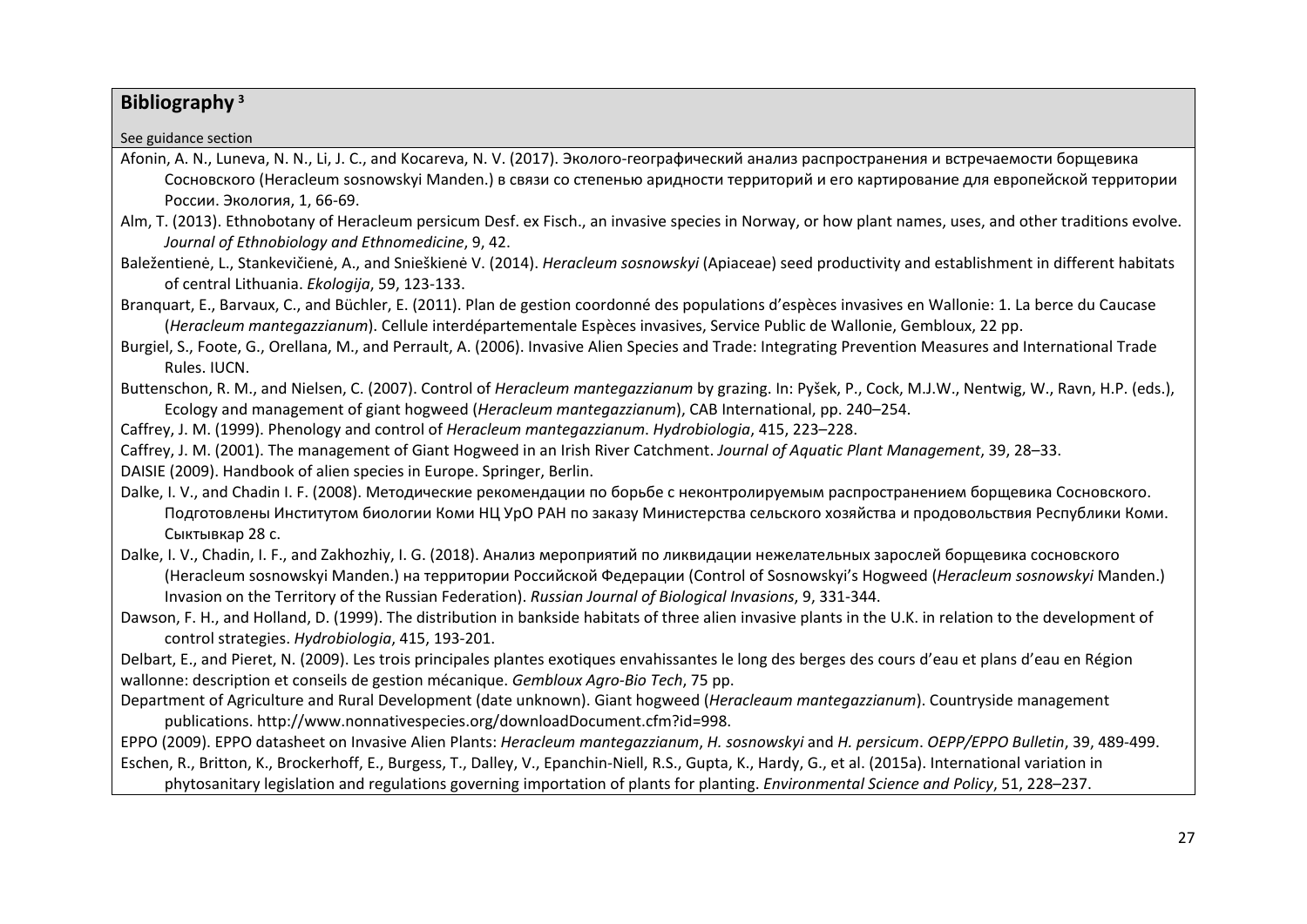## Bibliography [3]

See guidance section

Afonin, A. N., Luneva, N. N., Li, J. C., and Kocareva, N. V. (2017). Эколого-географический анализ распространения и встречаемости борщевика Сосновского (Heracleum sosnowskyi Manden.) в связи со степенью аридности территорий и его картирование для европейской территории России. Экология, 1, 66-69.

Alm, T. (2013). Ethnobotany of Heracleum persicum Desf. ex Fisch., an invasive species in Norway, or how plant names, uses, and other traditions evolve. *Journal of Ethnobiology and Ethnomedicine*, 9, 42.

Baležentienė, L., Stankevičienė, A., and Snieškienė V. (2014). *Heracleum sosnowskyi* (Apiaceae) seed productivity and establishment in different habitats of central Lithuania. *Ekologija*, 59, 123-133.

Branquart, E., Barvaux, C., and Büchler, E. (2011). Plan de gestion coordonné des populations d'espèces invasives en Wallonie: 1. La berce du Caucase (*Heracleum mantegazzianum*). Cellule interdépartementale Espèces invasives, Service Public de Wallonie, Gembloux, 22 pp.

Burgiel, S., Foote, G., Orellana, M., and Perrault, A. (2006). Invasive Alien Species and Trade: Integrating Prevention Measures and International Trade Rules. IUCN.

Buttenschon, R. M., and Nielsen, C. (2007). Control of *Heracleum mantegazzianum* by grazing. In: Pyšek, P., Cock, M.J.W., Nentwig, W., Ravn, H.P. (eds.), Ecology and management of giant hogweed (*Heracleum mantegazzianum*), CAB International, pp. 240–254.

Caffrey, J. M. (1999). Phenology and control of *Heracleum mantegazzianum*. *Hydrobiologia*, 415, 223–228.

Caffrey, J. M. (2001). The management of Giant Hogweed in an Irish River Catchment. *Journal of Aquatic Plant Management*, 39, 28–33.

DAISIE (2009). Handbook of alien species in Europe. Springer, Berlin.

Dalke, I. V., and Chadin I. F. (2008). Методические рекомендации по борьбе с неконтролируемым распространением борщевика Сосновского. Подготовлены Институтом биологии Коми НЦ УрО РАН по заказу Министерства сельского хозяйства и продовольствия Республики Коми. Сыктывкар 28 с.

Dalke, I. V., Chadin, I. F., and Zakhozhiy, I. G. (2018). Анализ мероприятий по ликвидации нежелательных зарослей борщевика сосновского (Heracleum sosnowskyi Manden.) на территории Российской Федерации (Control of Sosnowskyi's Hogweed (*Heracleum sosnowskyi* Manden.) Invasion on the Territory of the Russian Federation). *Russian Journal of Biological Invasions*, 9, 331-344.

Dawson, F. H., and Holland, D. (1999). The distribution in bankside habitats of three alien invasive plants in the U.K. in relation to the development of control strategies. *Hydrobiologia*, 415, 193-201.

Delbart, E., and Pieret, N. (2009). Les trois principales plantes exotiques envahissantes le long des berges des cours d'eau et plans d'eau en Région wallonne: description et conseils de gestion mécanique. *Gembloux Agro-Bio Tech*, 75 pp.

Department of Agriculture and Rural Development (date unknown). Giant hogweed (*Heracleaum mantegazzianum*). Countryside management publications. http://www.nonnativespecies.org/downloadDocument.cfm?id=998.

EPPO (2009). EPPO datasheet on Invasive Alien Plants: *Heracleum mantegazzianum*, *H. sosnowskyi* and *H. persicum*. *OEPP/EPPO Bulletin*, 39, 489-499.

Eschen, R., Britton, K., Brockerhoff, E., Burgess, T., Dalley, V., Epanchin-Niell, R.S., Gupta, K., Hardy, G., et al. (2015a). International variation in phytosanitary legislation and regulations governing importation of plants for planting. *Environmental Science and Policy*, 51, 228–237.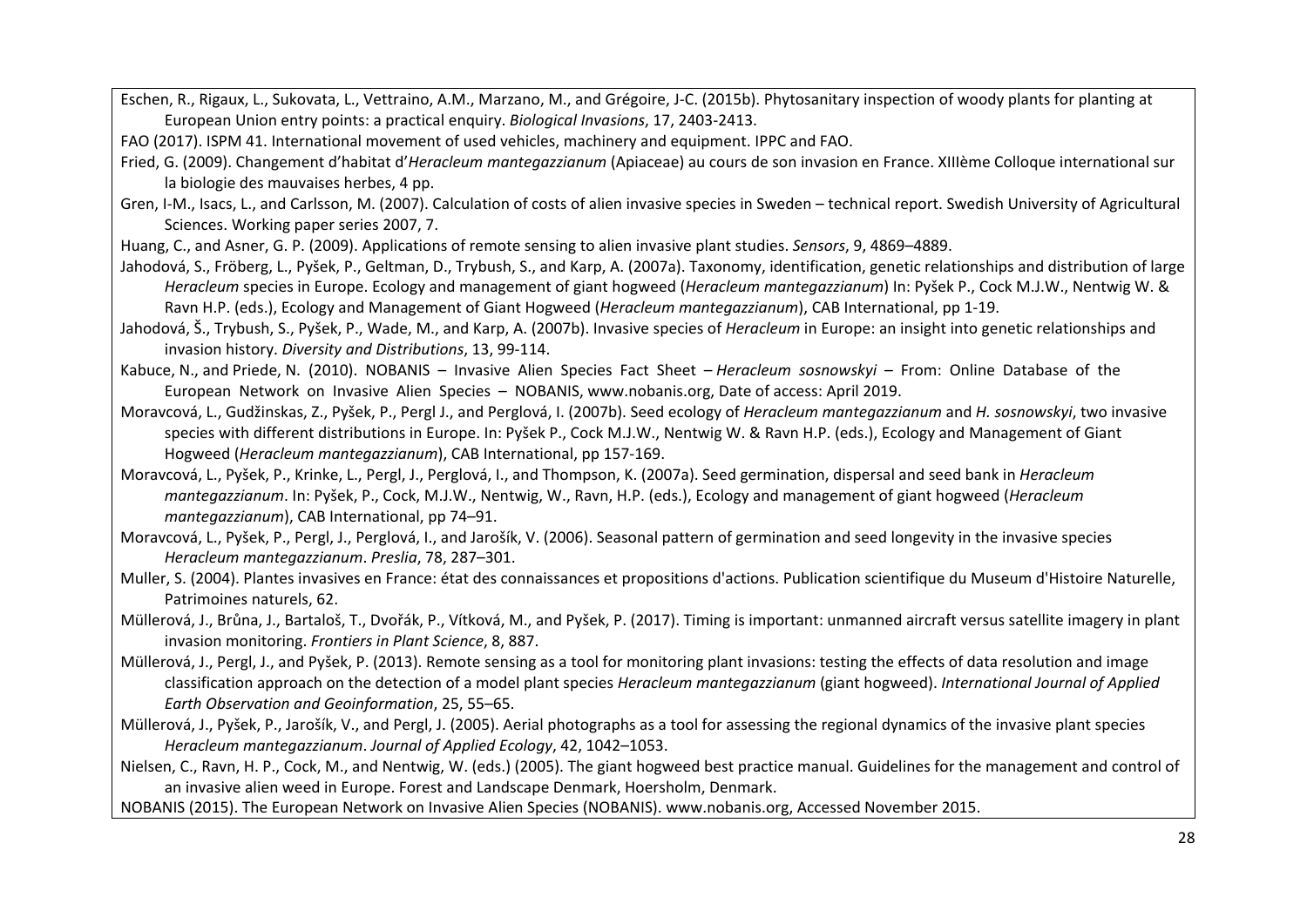Eschen, R., Rigaux, L., Sukovata, L., Vettraino, A.M., Marzano, M., and Grégoire, J-C. (2015b). Phytosanitary inspection of woody plants for planting at European Union entry points: a practical enquiry. *Biological Invasions*, 17, 2403-2413.

FAO (2017). ISPM 41. International movement of used vehicles, machinery and equipment. IPPC and FAO.

Fried, G. (2009). Changement d'habitat d'*Heracleum mantegazzianum* (Apiaceae) au cours de son invasion en France. XIIIème Colloque international sur la biologie des mauvaises herbes, 4 pp.

Gren, I-M., Isacs, L., and Carlsson, M. (2007). Calculation of costs of alien invasive species in Sweden – technical report. Swedish University of Agricultural Sciences. Working paper series 2007, 7.

Huang, C., and Asner, G. P. (2009). Applications of remote sensing to alien invasive plant studies. *Sensors*, 9, 4869–4889.

Jahodová, S., Fröberg, L., Pyšek, P., Geltman, D., Trybush, S., and Karp, A. (2007a). Taxonomy, identification, genetic relationships and distribution of large *Heracleum* species in Europe. Ecology and management of giant hogweed (*Heracleum mantegazzianum*) In: Pyšek P., Cock M.J.W., Nentwig W. & Ravn H.P. (eds.), Ecology and Management of Giant Hogweed (*Heracleum mantegazzianum*), CAB International, pp 1-19.

Jahodová, Š., Trybush, S., Pyšek, P., Wade, M., and Karp, A. (2007b). Invasive species of *Heracleum* in Europe: an insight into genetic relationships and invasion history. *Diversity and Distributions*, 13, 99-114.

Kabuce, N., and Priede, N. (2010). NOBANIS – Invasive Alien Species Fact Sheet – *Heracleum sosnowskyi* – From: Online Database of the European Network on Invasive Alien Species – NOBANIS, www.nobanis.org, Date of access: April 2019.

Moravcová, L., Gudžinskas, Z., Pyšek, P., Pergl J., and Perglová, I. (2007b). Seed ecology of *Heracleum mantegazzianum* and *H. sosnowskyi*, two invasive species with different distributions in Europe. In: Pyšek P., Cock M.J.W., Nentwig W. & Ravn H.P. (eds.), Ecology and Management of Giant Hogweed (*Heracleum mantegazzianum*), CAB International, pp 157-169.

Moravcová, L., Pyšek, P., Krinke, L., Pergl, J., Perglová, I., and Thompson, K. (2007a). Seed germination, dispersal and seed bank in *Heracleum mantegazzianum*. In: Pyšek, P., Cock, M.J.W., Nentwig, W., Ravn, H.P. (eds.), Ecology and management of giant hogweed (*Heracleum mantegazzianum*), CAB International, pp 74–91.

Moravcová, L., Pyšek, P., Pergl, J., Perglová, I., and Jarošík, V. (2006). Seasonal pattern of germination and seed longevity in the invasive species *Heracleum mantegazzianum*. *Preslia*, 78, 287–301.

Muller, S. (2004). Plantes invasives en France: état des connaissances et propositions d'actions. Publication scientifique du Museum d'Histoire Naturelle, Patrimoines naturels, 62.

Müllerová, J., Brůna, J., Bartaloš, T., Dvořák, P., Vítková, M., and Pyšek, P. (2017). Timing is important: unmanned aircraft versus satellite imagery in plant invasion monitoring. *Frontiers in Plant Science*, 8, 887.

Müllerová, J., Pergl, J., and Pyšek, P. (2013). Remote sensing as a tool for monitoring plant invasions: testing the effects of data resolution and image classification approach on the detection of a model plant species *Heracleum mantegazzianum* (giant hogweed). *International Journal of Applied Earth Observation and Geoinformation*, 25, 55–65.

Müllerová, J., Pyšek, P., Jarošík, V., and Pergl, J. (2005). Aerial photographs as a tool for assessing the regional dynamics of the invasive plant species *Heracleum mantegazzianum*. *Journal of Applied Ecology*, 42, 1042–1053.

Nielsen, C., Ravn, H. P., Cock, M., and Nentwig, W. (eds.) (2005). The giant hogweed best practice manual. Guidelines for the management and control of an invasive alien weed in Europe. Forest and Landscape Denmark, Hoersholm, Denmark.

NOBANIS (2015). The European Network on Invasive Alien Species (NOBANIS). www.nobanis.org, Accessed November 2015.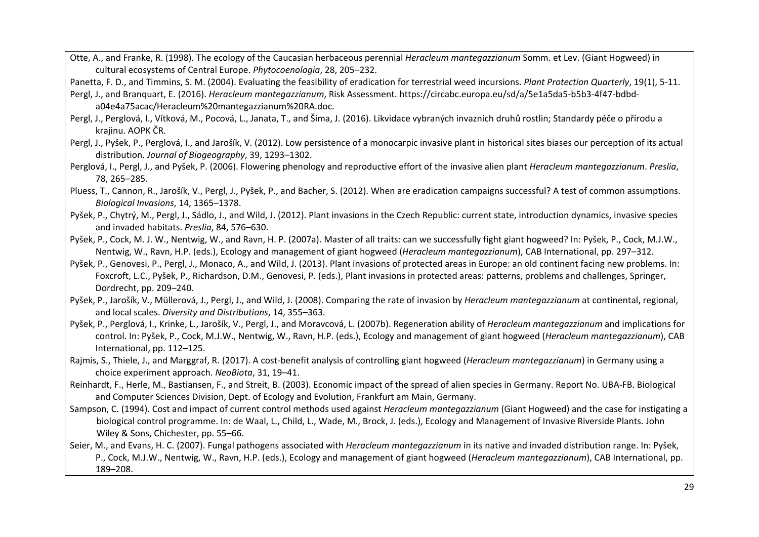Otte, A., and Franke, R. (1998). The ecology of the Caucasian herbaceous perennial *Heracleum mantegazzianum* Somm. et Lev. (Giant Hogweed) in cultural ecosystems of Central Europe. *Phytocoenologia*, 28, 205–232.

Panetta, F. D., and Timmins, S. M. (2004). Evaluating the feasibility of eradication for terrestrial weed incursions. *Plant Protection Quarterly*, 19(1), 5-11.

Pergl, J., and Branquart, E. (2016). *Heracleum mantegazzianum*, Risk Assessment. https://circabc.europa.eu/sd/a/5e1a5da5-b5b3-4f47-bdbd-a04e4a75acac/Heracleum%20mantegazzianum%20RA.doc.

Pergl, J., Perglová, I., Vítková, M., Pocová, L., Janata, T., and Šíma, J. (2016). Likvidace vybraných invazních druhů rostlin; Standardy péče o přírodu a krajinu. AOPK ČR.

Pergl, J., Pyšek, P., Perglová, I., and Jarošík, V. (2012). Low persistence of a monocarpic invasive plant in historical sites biases our perception of its actual distribution. *Journal of Biogeography*, 39, 1293–1302.

Perglová, I., Pergl, J., and Pyšek, P. (2006). Flowering phenology and reproductive effort of the invasive alien plant *Heracleum mantegazzianum*. *Preslia*, 78, 265–285.

Pluess, T., Cannon, R., Jarošík, V., Pergl, J., Pyšek, P., and Bacher, S. (2012). When are eradication campaigns successful? A test of common assumptions. *Biological Invasions*, 14, 1365–1378.

Pyšek, P., Chytrý, M., Pergl, J., Sádlo, J., and Wild, J. (2012). Plant invasions in the Czech Republic: current state, introduction dynamics, invasive species and invaded habitats. *Preslia*, 84, 576–630.

Pyšek, P., Cock, M. J. W., Nentwig, W., and Ravn, H. P. (2007a). Master of all traits: can we successfully fight giant hogweed? In: Pyšek, P., Cock, M.J.W., Nentwig, W., Ravn, H.P. (eds.), Ecology and management of giant hogweed (*Heracleum mantegazzianum*), CAB International, pp. 297–312.

Pyšek, P., Genovesi, P., Pergl, J., Monaco, A., and Wild, J. (2013). Plant invasions of protected areas in Europe: an old continent facing new problems. In: Foxcroft, L.C., Pyšek, P., Richardson, D.M., Genovesi, P. (eds.), Plant invasions in protected areas: patterns, problems and challenges, Springer, Dordrecht, pp. 209–240.

Pyšek, P., Jarošík, V., Müllerová, J., Pergl, J., and Wild, J. (2008). Comparing the rate of invasion by *Heracleum mantegazzianum* at continental, regional, and local scales. *Diversity and Distributions*, 14, 355–363.

Pyšek, P., Perglová, I., Krinke, L., Jarošík, V., Pergl, J., and Moravcová, L. (2007b). Regeneration ability of *Heracleum mantegazzianum* and implications for control. In: Pyšek, P., Cock, M.J.W., Nentwig, W., Ravn, H.P. (eds.), Ecology and management of giant hogweed (*Heracleum mantegazzianum*), CAB International, pp. 112–125.

Rajmis, S., Thiele, J., and Marggraf, R. (2017). A cost-benefit analysis of controlling giant hogweed (*Heracleum mantegazzianum*) in Germany using a choice experiment approach. *NeoBiota*, 31, 19–41.

Reinhardt, F., Herle, M., Bastiansen, F., and Streit, B. (2003). Economic impact of the spread of alien species in Germany. Report No. UBA-FB. Biological and Computer Sciences Division, Dept. of Ecology and Evolution, Frankfurt am Main, Germany.

Sampson, C. (1994). Cost and impact of current control methods used against *Heracleum mantegazzianum* (Giant Hogweed) and the case for instigating a biological control programme. In: de Waal, L., Child, L., Wade, M., Brock, J. (eds.), Ecology and Management of Invasive Riverside Plants. John Wiley & Sons, Chichester, pp. 55–66.

Seier, M., and Evans, H. C. (2007). Fungal pathogens associated with *Heracleum mantegazzianum* in its native and invaded distribution range. In: Pyšek, P., Cock, M.J.W., Nentwig, W., Ravn, H.P. (eds.), Ecology and management of giant hogweed (*Heracleum mantegazzianum*), CAB International, pp. 189–208.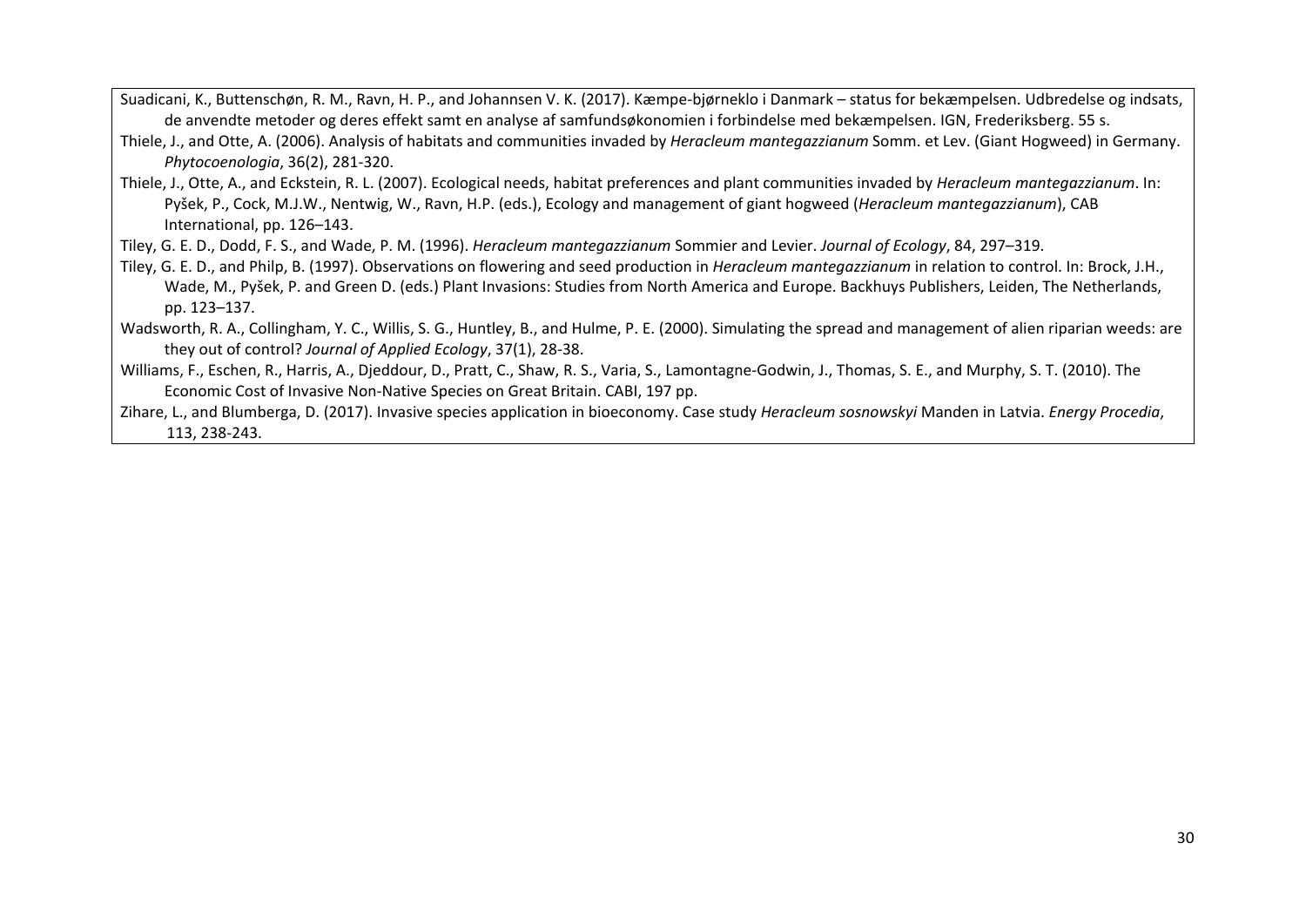Suadicani, K., Buttenschøn, R. M., Ravn, H. P., and Johannsen V. K. (2017). Kæmpe-bjørneklo i Danmark – status for bekæmpelsen. Udbredelse og indsats, de anvendte metoder og deres effekt samt en analyse af samfundsøkonomien i forbindelse med bekæmpelsen. IGN, Frederiksberg. 55 s.

Thiele, J., and Otte, A. (2006). Analysis of habitats and communities invaded by *Heracleum mantegazzianum* Somm. et Lev. (Giant Hogweed) in Germany. *Phytocoenologia*, 36(2), 281-320.

Thiele, J., Otte, A., and Eckstein, R. L. (2007). Ecological needs, habitat preferences and plant communities invaded by *Heracleum mantegazzianum*. In: Pyšek, P., Cock, M.J.W., Nentwig, W., Ravn, H.P. (eds.), Ecology and management of giant hogweed (*Heracleum mantegazzianum*), CAB International, pp. 126–143.

Tiley, G. E. D., Dodd, F. S., and Wade, P. M. (1996). *Heracleum mantegazzianum* Sommier and Levier. *Journal of Ecology*, 84, 297–319.

Tiley, G. E. D., and Philp, B. (1997). Observations on flowering and seed production in *Heracleum mantegazzianum* in relation to control. In: Brock, J.H., Wade, M., Pyšek, P. and Green D. (eds.) Plant Invasions: Studies from North America and Europe. Backhuys Publishers, Leiden, The Netherlands, pp. 123–137.

Wadsworth, R. A., Collingham, Y. C., Willis, S. G., Huntley, B., and Hulme, P. E. (2000). Simulating the spread and management of alien riparian weeds: are they out of control? *Journal of Applied Ecology*, 37(1), 28-38.

Williams, F., Eschen, R., Harris, A., Djeddour, D., Pratt, C., Shaw, R. S., Varia, S., Lamontagne-Godwin, J., Thomas, S. E., and Murphy, S. T. (2010). The Economic Cost of Invasive Non-Native Species on Great Britain. CABI, 197 pp.

Zihare, L., and Blumberga, D. (2017). Invasive species application in bioeconomy. Case study *Heracleum sosnowskyi* Manden in Latvia. *Energy Procedia*, 113, 238-243.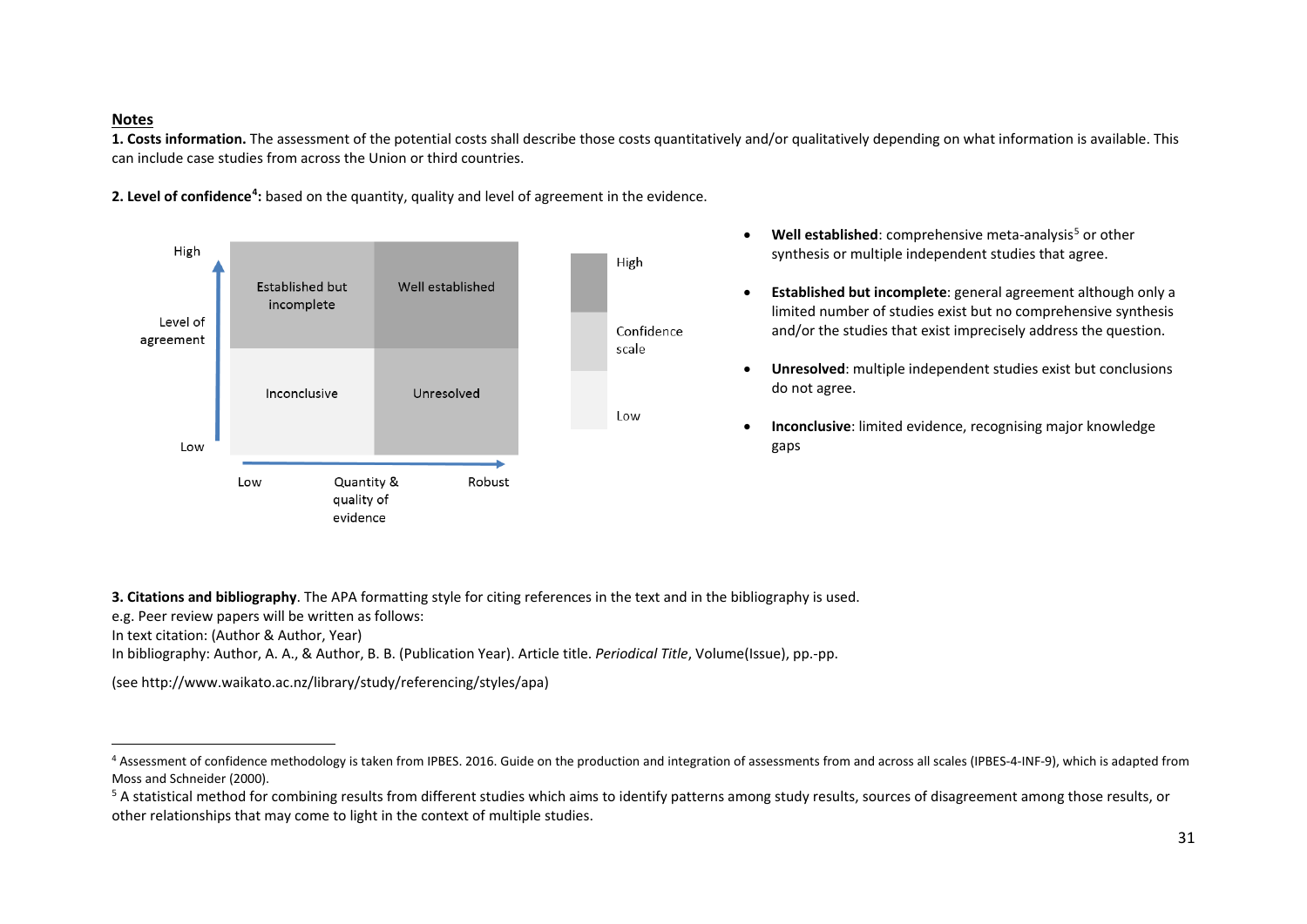**Notes**

**1. Costs information.** The assessment of the potential costs shall describe those costs quantitatively and/or qualitatively depending on what information is available. This can include case studies from across the Union or third countries.

**2. Level of confidence[4]:** based on the quantity, quality and level of agreement in the evidence.

High

Level of agreement

Low

Established but incomplete

Well established

Inconclusive

Unresolved

Low

Quantity & quality of evidence

Robust

High

Confidence scale

Low

- **Well established**: comprehensive meta-analysis[5] or other synthesis or multiple independent studies that agree.
- **Established but incomplete**: general agreement although only a limited number of studies exist but no comprehensive synthesis and/or the studies that exist imprecisely address the question.
- **Unresolved**: multiple independent studies exist but conclusions do not agree.
- **Inconclusive**: limited evidence, recognising major knowledge gaps

**3. Citations and bibliography**. The APA formatting style for citing references in the text and in the bibliography is used.
e.g. Peer review papers will be written as follows:
In text citation: (Author & Author, Year)
In bibliography: Author, A. A., & Author, B. B. (Publication Year). Article title. *Periodical Title*, Volume(Issue), pp.-pp.

(see http://www.waikato.ac.nz/library/study/referencing/styles/apa)

[4] Assessment of confidence methodology is taken from IPBES. 2016. Guide on the production and integration of assessments from and across all scales (IPBES-4-INF-9), which is adapted from Moss and Schneider (2000).

[5] A statistical method for combining results from different studies which aims to identify patterns among study results, sources of disagreement among those results, or other relationships that may come to light in the context of multiple studies.